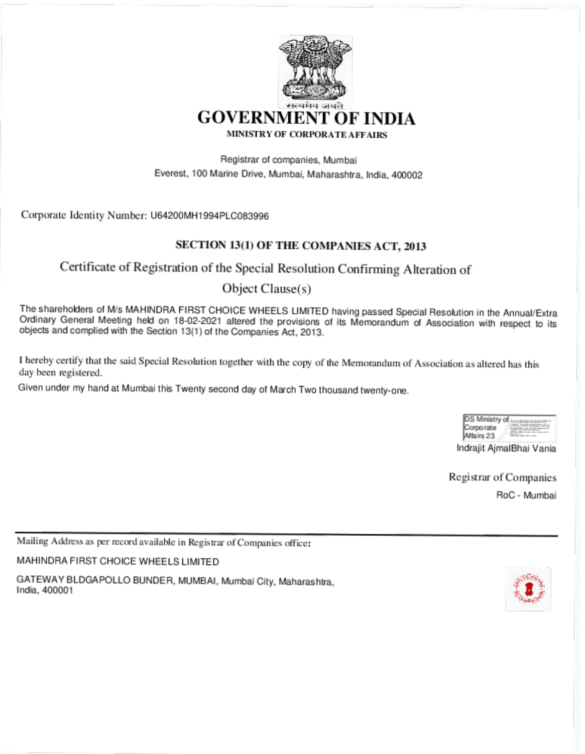सत्यमेव जयते

# GOVERNMENT OF INDIA

**MINISTRY OF CORPORATE AFFAIRS**

Registrar of companies, Mumbai

Everest, 100 Marine Drive, Mumbai, Maharashtra, India, 400002

Corporate Identity Number: U64200MH1994PLC083996

## SECTION 13(1) OF THE COMPANIES ACT, 2013

### Certificate of Registration of the Special Resolution Confirming Alteration of Object Clause(s)

The shareholders of M/s MAHINDRA FIRST CHOICE WHEELS LIMITED having passed Special Resolution in the Annual/Extra Ordinary General Meeting held on 18-02-2021 altered the provisions of its Memorandum of Association with respect to its objects and complied with the Section 13(1) of the Companies Act, 2013.

I hereby certify that the said Special Resolution together with the copy of the Memorandum of Association as altered has this day been registered.

Given under my hand at Mumbai this Twenty second day of March Two thousand twenty-one.

DS Ministry of Corporate Affairs 23

Indrajit AjmalBhai Vania

Registrar of Companies

RoC - Mumbai

---

Mailing Address as per record available in Registrar of Companies office:

MAHINDRA FIRST CHOICE WHEELS LIMITED

GATEWAY BLDGAPOLLO BUNDER, MUMBAI, Mumbai City, Maharashtra, India, 400001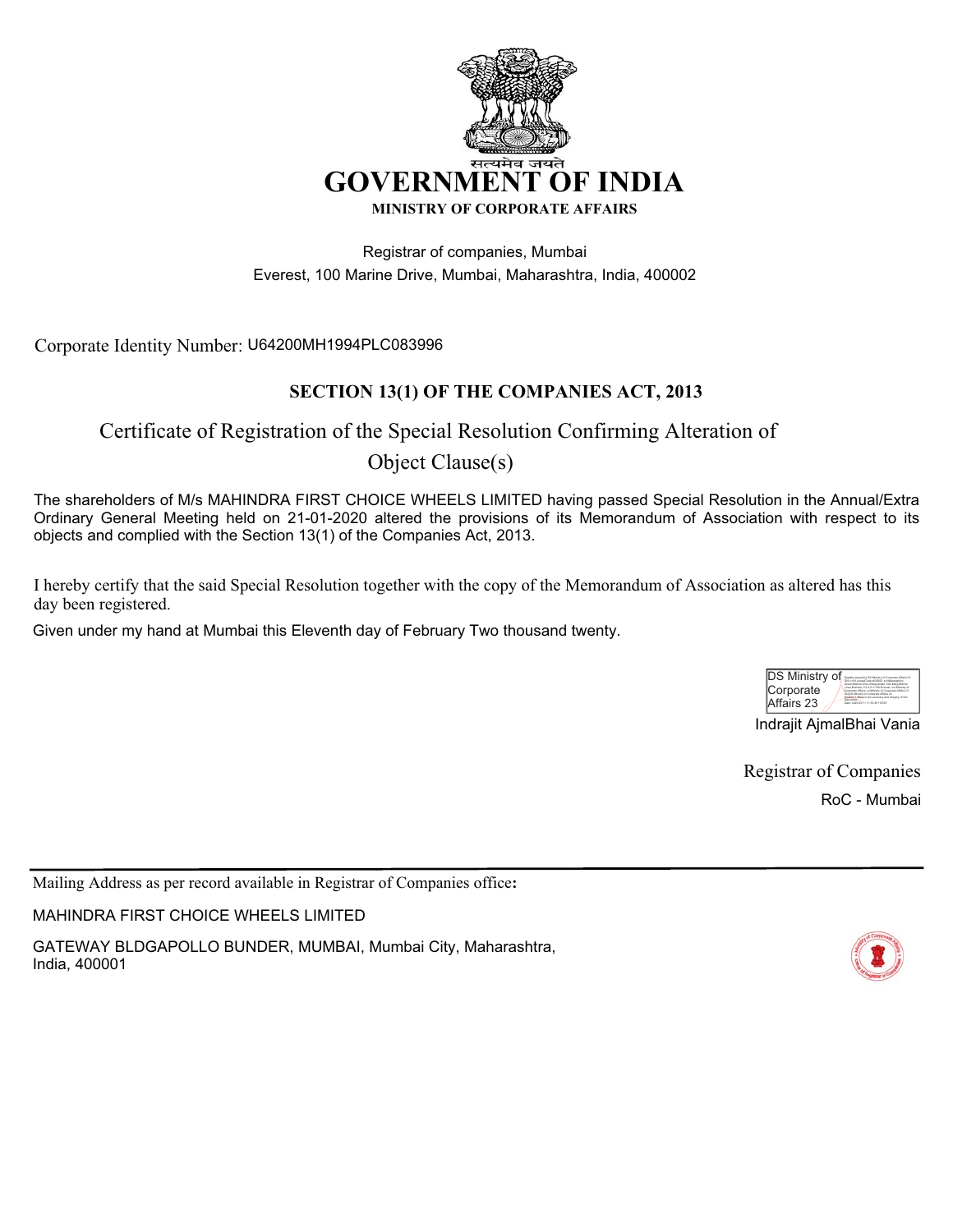सत्यमेव जयते

# GOVERNMENT OF INDIA

**MINISTRY OF CORPORATE AFFAIRS**

Registrar of companies, Mumbai

Everest, 100 Marine Drive, Mumbai, Maharashtra, India, 400002

Corporate Identity Number: U64200MH1994PLC083996

## SECTION 13(1) OF THE COMPANIES ACT, 2013

## Certificate of Registration of the Special Resolution Confirming Alteration of Object Clause(s)

The shareholders of M/s MAHINDRA FIRST CHOICE WHEELS LIMITED having passed Special Resolution in the Annual/Extra Ordinary General Meeting held on 21-01-2020 altered the provisions of its Memorandum of Association with respect to its objects and complied with the Section 13(1) of the Companies Act, 2013.

I hereby certify that the said Special Resolution together with the copy of the Memorandum of Association as altered has this day been registered.

Given under my hand at Mumbai this Eleventh day of February Two thousand twenty.

DS Ministry of Corporate Affairs 23

Indrajit AjmalBhai Vania

Registrar of Companies

RoC - Mumbai

---

Mailing Address as per record available in Registrar of Companies office**:**

MAHINDRA FIRST CHOICE WHEELS LIMITED

GATEWAY BLDGAPOLLO BUNDER, MUMBAI, Mumbai City, Maharashtra, India, 400001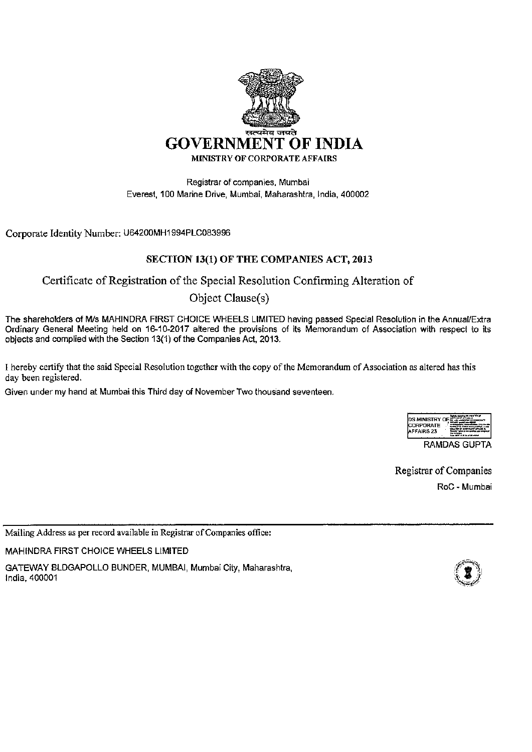सत्यमेव जयते

# GOVERNMENT OF INDIA

**MINISTRY OF CORPORATE AFFAIRS**

Registrar of companies, Mumbai
Everest, 100 Marine Drive, Mumbai, Maharashtra, India, 400002

Corporate Identity Number: U64200MH1994PLC083996

**SECTION 13(1) OF THE COMPANIES ACT, 2013**

## Certificate of Registration of the Special Resolution Confirming Alteration of Object Clause(s)

The shareholders of M/s MAHINDRA FIRST CHOICE WHEELS LIMITED having passed Special Resolution in the Annual/Extra Ordinary General Meeting held on 16-10-2017 altered the provisions of its Memorandum of Association with respect to its objects and complied with the Section 13(1) of the Companies Act, 2013.

I hereby certify that the said Special Resolution together with the copy of the Memorandum of Association as altered has this day been registered.

Given under my hand at Mumbai this Third day of November Two thousand seventeen.

DS MINISTRY OF CORPORATE AFFAIRS 23

RAMDAS GUPTA

Registrar of Companies

RoC - Mumbai

Mailing Address as per record available in Registrar of Companies office:

MAHINDRA FIRST CHOICE WHEELS LIMITED

GATEWAY BLDGAPOLLO BUNDER, MUMBAI, Mumbai City, Maharashtra, India, 400001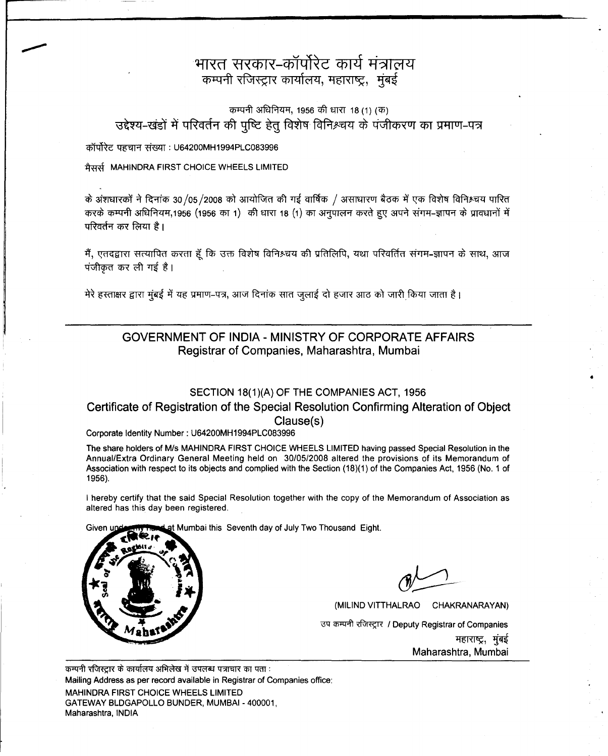# भारत सरकार-कॉर्पोरेट कार्य मंत्रालय

## कम्पनी रजिस्ट्रार कार्यालय, महाराष्ट्र, मुंबई

कम्पनी अधिनियम, 1956 की धारा 18 (1) (क)

### उद्देश्य-खंडों में परिवर्तन की पुष्टि हेतु विशेष विनिश्चय के पंजीकरण का प्रमाण-पत्र

कॉर्पोरेट पहचान संख्या : U64200MH1994PLC083996

मैसर्स MAHINDRA FIRST CHOICE WHEELS LIMITED

के अंशधारकों ने दिनांक 30/05/2008 को आयोजित की गई वार्षिक / असाधारण बैठक में एक विशेष विनिश्चय पारित करके कम्पनी अधिनियम,1956 (1956 का 1) की धारा 18 (1) का अनुपालन करते हुए अपने संगम-ज्ञापन के प्रावधानों में परिवर्तन कर लिया है।

मैं, एतदद्वारा सत्यापित करता हूँ कि उक्त विशेष विनिश्चय की प्रतिलिपि, यथा परिवर्तित संगम-ज्ञापन के साथ, आज पंजीकृत कर ली गई है।

मेरे हस्ताक्षर द्वारा मुंबई में यह प्रमाण-पत्र, आज दिनांक सात जुलाई दो हजार आठ को जारी किया जाता है।

---

# GOVERNMENT OF INDIA - MINISTRY OF CORPORATE AFFAIRS

## Registrar of Companies, Maharashtra, Mumbai

SECTION 18(1)(A) OF THE COMPANIES ACT, 1956

### Certificate of Registration of the Special Resolution Confirming Alteration of Object Clause(s)

Corporate Identity Number : U64200MH1994PLC083996

The share holders of M/s MAHINDRA FIRST CHOICE WHEELS LIMITED having passed Special Resolution in the Annual/Extra Ordinary General Meeting held on 30/05/2008 altered the provisions of its Memorandum of Association with respect to its objects and complied with the Section (18)(1) of the Companies Act, 1956 (No. 1 of 1956).

I hereby certify that the said Special Resolution together with the copy of the Memorandum of Association as altered has this day been registered.

Given under my hand at Mumbai this Seventh day of July Two Thousand Eight.

(MILIND VITTHALRAO CHAKRANARAYAN)

उप कम्पनी रजिस्ट्रार / Deputy Registrar of Companies

महाराष्ट्र, मुंबई

Maharashtra, Mumbai

---

कम्पनी रजिस्ट्रार के कार्यालय अभिलेख में उपलब्ध पत्राचार का पता :

Mailing Address as per record available in Registrar of Companies office:

MAHINDRA FIRST CHOICE WHEELS LIMITED
GATEWAY BLDGAPOLLO BUNDER, MUMBAI - 400001,
Maharashtra, INDIA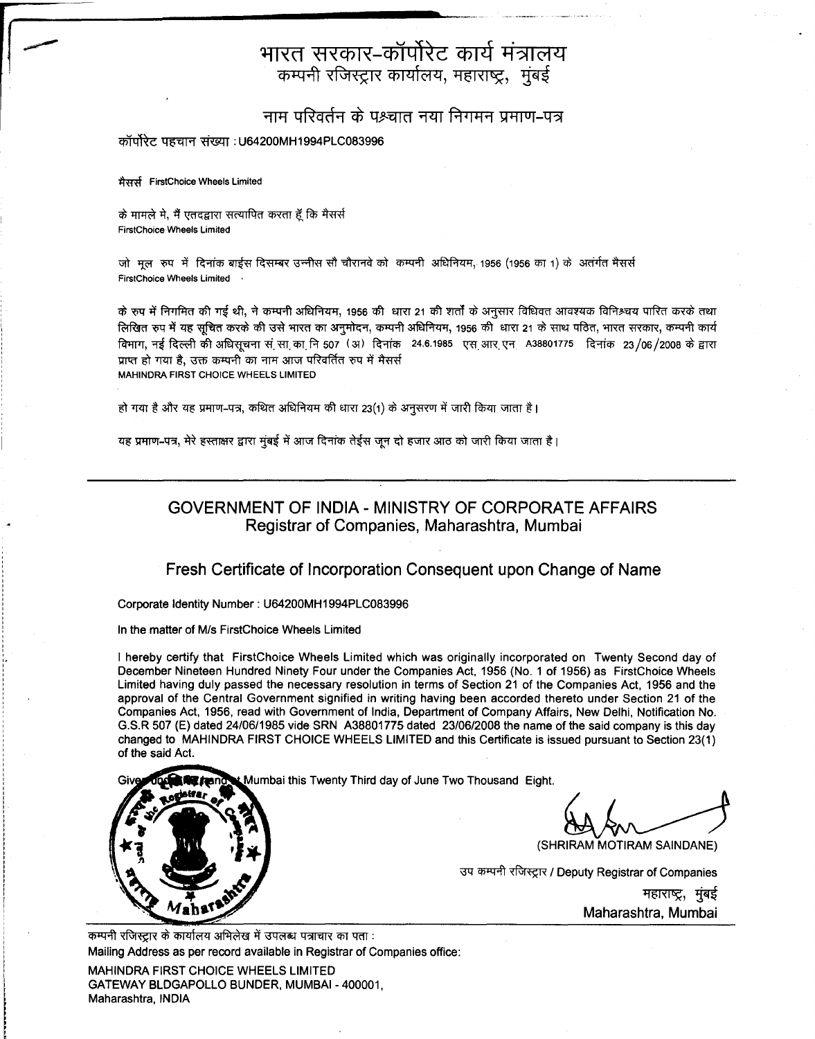# भारत सरकार-कॉर्पोरेट कार्य मंत्रालय
## कम्पनी रजिस्ट्रार कार्यालय, महाराष्ट्र, मुंबई

### नाम परिवर्तन के पश्चात नया निगमन प्रमाण-पत्र

कॉर्पोरेट पहचान संख्या : U64200MH1994PLC083996

मैसर्स FirstChoice Wheels Limited

के मामले मे, मैं एतदद्वारा सत्यापित करता हूँ कि मैसर्स FirstChoice Wheels Limited

जो मूल रुप में दिनांक बाईस दिसम्बर उन्नीस सौ चौरानवे को कम्पनी अधिनियम, 1956 (1956 का 1) के अतंर्गत मैसर्स FirstChoice Wheels Limited

के रुप में निगमित की गई थी, ने कम्पनी अधिनियम, 1956 की धारा 21 की शर्तों के अनुसार विधिवत आवश्यक विनिश्चय पारित करके तथा लिखित रुप में यह सूचित करके की उसे भारत का अनुमोदन, कम्पनी अधिनियम, 1956 की धारा 21 के साथ पठित, भारत सरकार, कम्पनी कार्य विभाग, नई दिल्ली की अधिसूचना सं.सा.का.नि 507 (अ) दिनांक 24.6.1985 एस.आर.एन A38801775 दिनांक 23/06/2008 के द्वारा प्राप्त हो गया है, उक्त कम्पनी का नाम आज परिवर्तित रुप में मैसर्स MAHINDRA FIRST CHOICE WHEELS LIMITED

हो गया है और यह प्रमाण-पत्र, कथित अधिनियम की धारा 23(1) के अनुसरण में जारी किया जाता है।

यह प्रमाण-पत्र, मेरे हस्ताक्षर द्वारा मुंबई में आज दिनांक तेईस जून दो हजार आठ को जारी किया जाता है।

---

# GOVERNMENT OF INDIA - MINISTRY OF CORPORATE AFFAIRS
## Registrar of Companies, Maharashtra, Mumbai

### Fresh Certificate of Incorporation Consequent upon Change of Name

Corporate Identity Number : U64200MH1994PLC083996

In the matter of M/s FirstChoice Wheels Limited

I hereby certify that FirstChoice Wheels Limited which was originally incorporated on Twenty Second day of December Nineteen Hundred Ninety Four under the Companies Act, 1956 (No. 1 of 1956) as FirstChoice Wheels Limited having duly passed the necessary resolution in terms of Section 21 of the Companies Act, 1956 and the approval of the Central Government signified in writing having been accorded thereto under Section 21 of the Companies Act, 1956, read with Government of India, Department of Company Affairs, New Delhi, Notification No. G.S.R 507 (E) dated 24/06/1985 vide SRN A38801775 dated 23/06/2008 the name of the said company is this day changed to MAHINDRA FIRST CHOICE WHEELS LIMITED and this Certificate is issued pursuant to Section 23(1) of the said Act.

Given under my hand at Mumbai this Twenty Third day of June Two Thousand Eight.

(SHRIRAM MOTIRAM SAINDANE)

उप कम्पनी रजिस्ट्रार / Deputy Registrar of Companies

महाराष्ट्र, मुंबई

Maharashtra, Mumbai

---

कम्पनी रजिस्ट्रार के कार्यालय अभिलेख में उपलब्ध पत्राचार का पता :

Mailing Address as per record available in Registrar of Companies office:

MAHINDRA FIRST CHOICE WHEELS LIMITED
GATEWAY BLDGAPOLLO BUNDER, MUMBAI - 400001,
Maharashtra, INDIA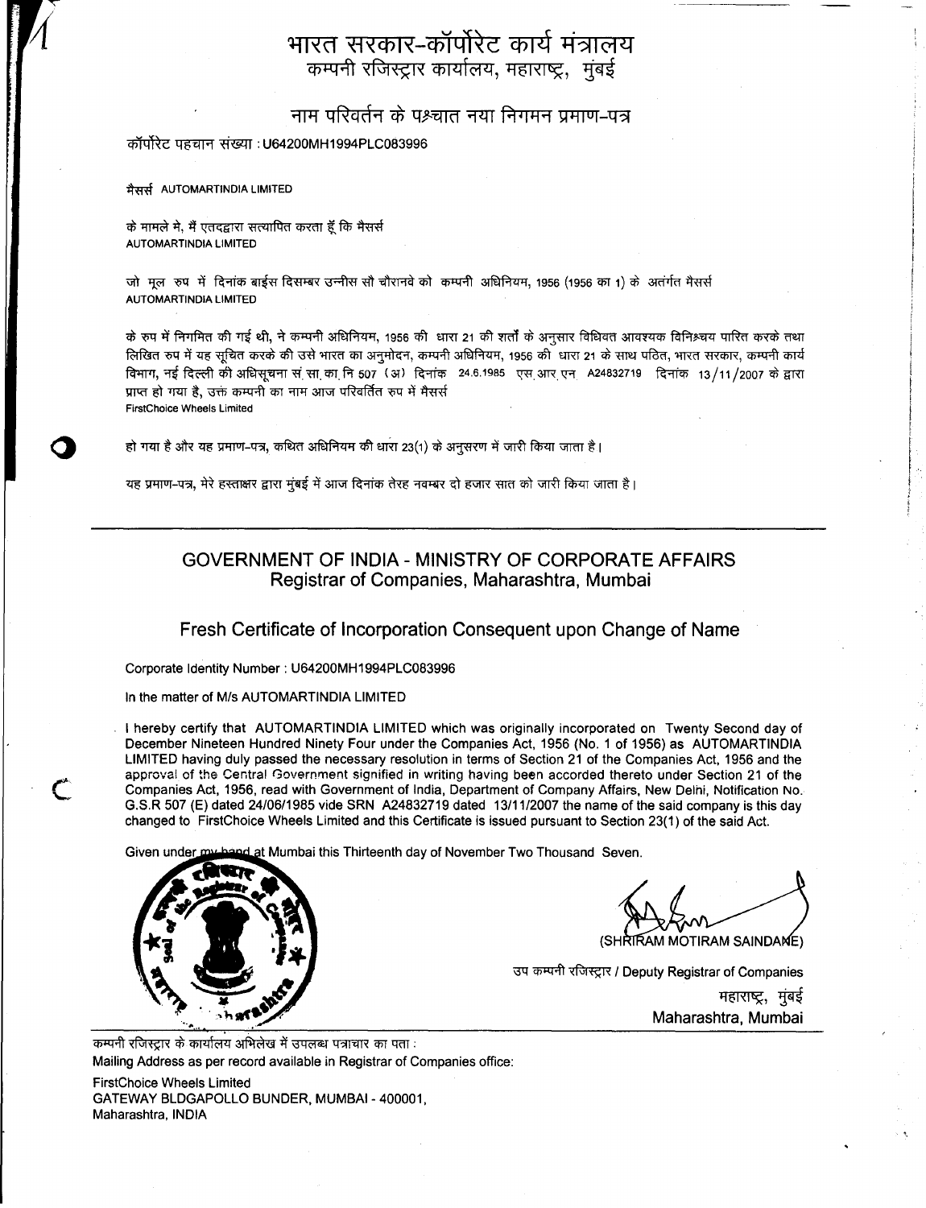# भारत सरकार-कॉर्पोरेट कार्य मंत्रालय

कम्पनी रजिस्ट्रार कार्यालय, महाराष्ट्र, मुंबई

## नाम परिवर्तन के पश्चात नया निगमन प्रमाण-पत्र

कॉर्पोरेट पहचान संख्या : U64200MH1994PLC083996

मैसर्स AUTOMARTINDIA LIMITED

के मामले मे, मैं एतदद्वारा सत्यापित करता हूँ कि मैसर्स AUTOMARTINDIA LIMITED

जो मूल रुप में दिनांक बाईस दिसम्बर उन्नीस सौ चौरानवे को कम्पनी अधिनियम, 1956 (1956 का 1) के अतंर्गत मैसर्स AUTOMARTINDIA LIMITED

के रुप में निगमित की गई थी, ने कम्पनी अधिनियम, 1956 की धारा 21 की शर्तों के अनुसार विधिवत आवश्यक विनिश्चय पारित करके तथा लिखित रुप में यह सूचित करके की उसे भारत का अनुमोदन, कम्पनी अधिनियम, 1956 की धारा 21 के साथ पठित, भारत सरकार, कम्पनी कार्य विभाग, नई दिल्ली की अधिसूचना सं.सा.का.नि 507 (अ) दिनांक 24.6.1985 एस.आर.एन A24832719 दिनांक 13/11/2007 के द्वारा प्राप्त हो गया है, उक्त कम्पनी का नाम आज परिवर्तित रुप में मैसर्स FirstChoice Wheels Limited

हो गया है और यह प्रमाण-पत्र, कथित अधिनियम की धारा 23(1) के अनुसरण में जारी किया जाता है।

यह प्रमाण-पत्र, मेरे हस्ताक्षर द्वारा मुंबई में आज दिनांक तेरह नवम्बर दो हजार सात को जारी किया जाता है।

---

# GOVERNMENT OF INDIA - MINISTRY OF CORPORATE AFFAIRS

Registrar of Companies, Maharashtra, Mumbai

## Fresh Certificate of Incorporation Consequent upon Change of Name

Corporate Identity Number : U64200MH1994PLC083996

In the matter of M/s AUTOMARTINDIA LIMITED

I hereby certify that AUTOMARTINDIA LIMITED which was originally incorporated on Twenty Second day of December Nineteen Hundred Ninety Four under the Companies Act, 1956 (No. 1 of 1956) as AUTOMARTINDIA LIMITED having duly passed the necessary resolution in terms of Section 21 of the Companies Act, 1956 and the approval of the Central Government signified in writing having been accorded thereto under Section 21 of the Companies Act, 1956, read with Government of India, Department of Company Affairs, New Delhi, Notification No. G.S.R 507 (E) dated 24/06/1985 vide SRN A24832719 dated 13/11/2007 the name of the said company is this day changed to FirstChoice Wheels Limited and this Certificate is issued pursuant to Section 23(1) of the said Act.

Given under my hand at Mumbai this Thirteenth day of November Two Thousand Seven.

(SHRIRAM MOTIRAM SAINDANE)

उप कम्पनी रजिस्ट्रार / Deputy Registrar of Companies

महाराष्ट्र, मुंबई

Maharashtra, Mumbai

कम्पनी रजिस्ट्रार के कार्यालय अभिलेख में उपलब्ध पत्राचार का पता :

Mailing Address as per record available in Registrar of Companies office:

FirstChoice Wheels Limited
GATEWAY BLDGAPOLLO BUNDER, MUMBAI - 400001,
Maharashtra, INDIA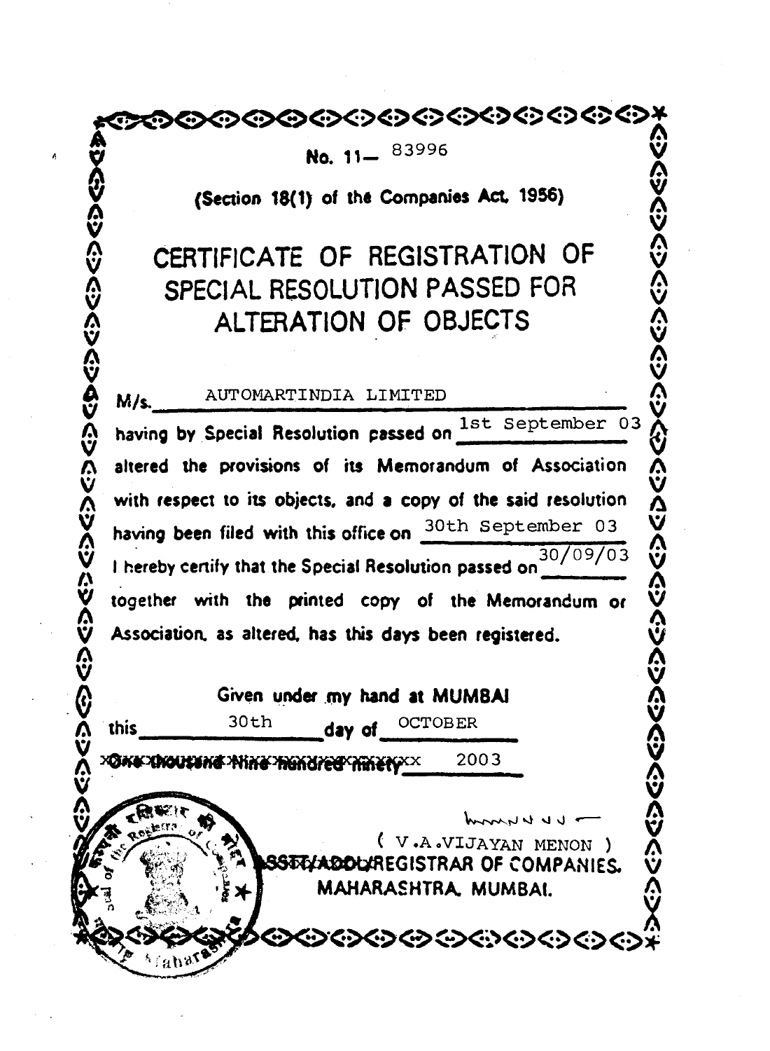No. 11— 83996

(Section 18(1) of the Companies Act, 1956)

# CERTIFICATE OF REGISTRATION OF SPECIAL RESOLUTION PASSED FOR ALTERATION OF OBJECTS

M/s. AUTOMARTINDIA LIMITED having by Special Resolution passed on 1st September 03 altered the provisions of its Memorandum of Association with respect to its objects, and a copy of the said resolution having been filed with this office on 30th September 03 I hereby certify that the Special Resolution passed on 30/09/03 together with the printed copy of the Memorandum or Association, as altered, has this days been registered.

Given under my hand at MUMBAI this 30th day of OCTOBER ~~One thousand Nine hundred ninety~~ 2003

( V.A.VIJAYAN MENON )
ASSTT/ADDL/REGISTRAR OF COMPANIES.
MAHARASHTRA, MUMBAI.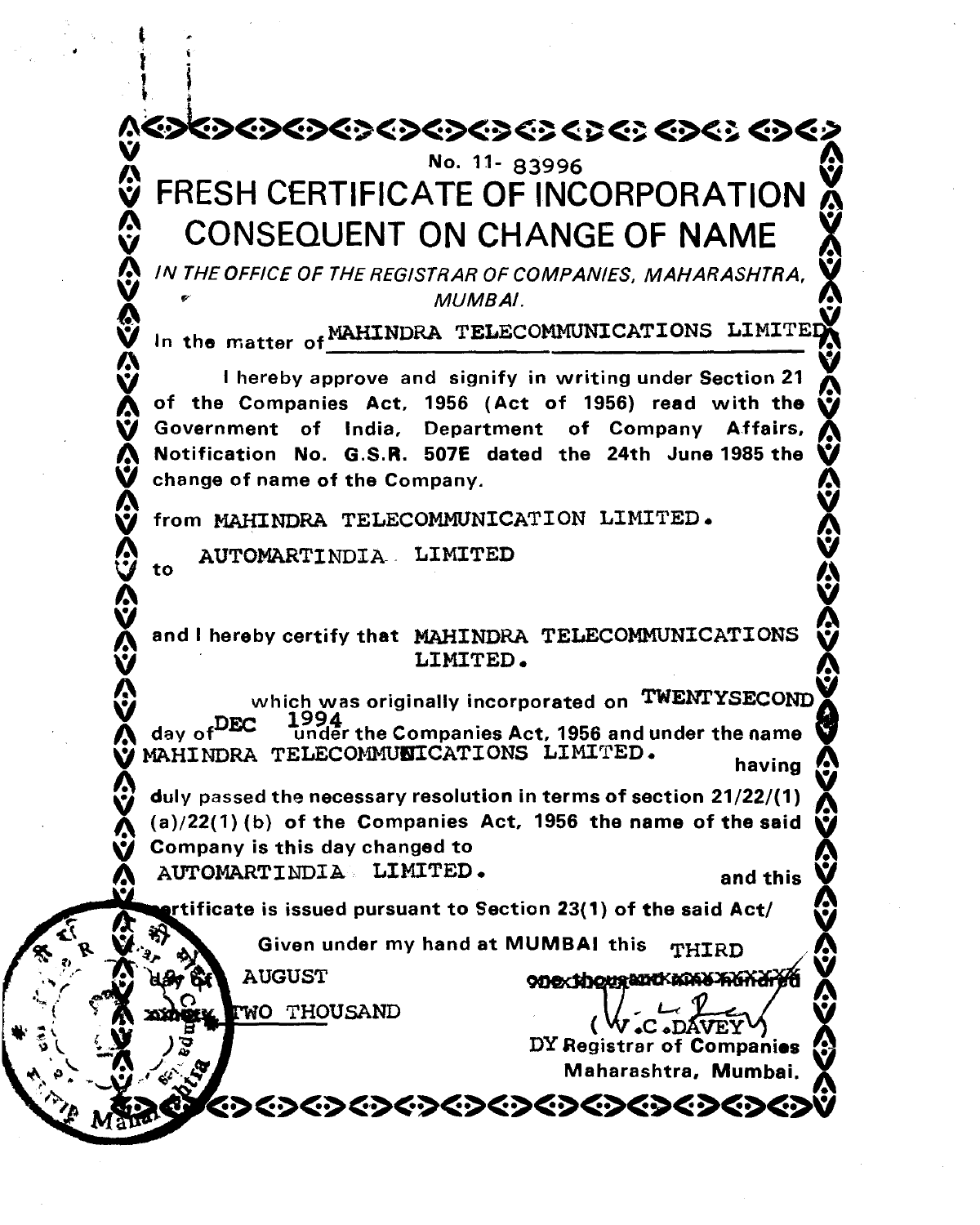No. 11- 83996

# FRESH CERTIFICATE OF INCORPORATION CONSEQUENT ON CHANGE OF NAME

*IN THE OFFICE OF THE REGISTRAR OF COMPANIES, MAHARASHTRA, MUMBAI.*

In the matter of MAHINDRA TELECOMMUNICATIONS LIMITED

I hereby approve and signify in writing under Section 21 of the Companies Act, 1956 (Act of 1956) read with the Government of India, Department of Company Affairs, Notification No. G.S.R. 507E dated the 24th June 1985 the change of name of the Company.

from MAHINDRA TELECOMMUNICATION LIMITED.

to AUTOMARTINDIA LIMITED

and I hereby certify that MAHINDRA TELECOMMUNICATIONS LIMITED.

which was originally incorporated on TWENTYSECOND day of DEC 1994 under the Companies Act, 1956 and under the name MAHINDRA TELECOMMUNICATIONS LIMITED. having duly passed the necessary resolution in terms of section 21/22/(1)(a)/22(1)(b) of the Companies Act, 1956 the name of the said Company is this day changed to AUTOMARTINDIA LIMITED. and this certificate is issued pursuant to Section 23(1) of the said Act/

Given under my hand at MUMBAI this THIRD day of AUGUST ~~one thousand nine hundred~~ TWO THOUSAND

(W.C.DAVEY)
DY Registrar of Companies
Maharashtra, Mumbai.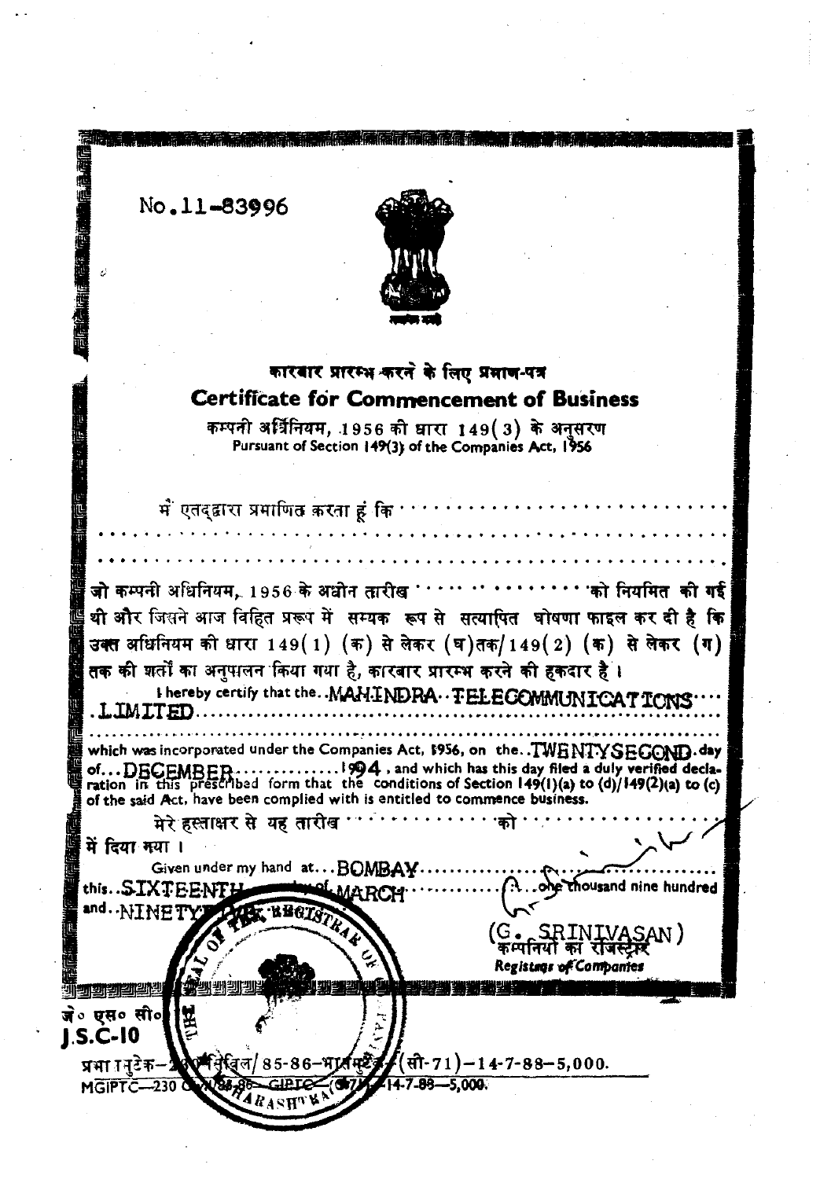No.11-83996

सत्यमेव जयते

# कारबार प्रारम्भ करने के लिए प्रमाण-पत्र

# Certificate for Commencement of Business

कम्पनी अधिनियम, 1956 की धारा 149(3) के अनुसरण
Pursuant of Section 149(3) of the Companies Act, 1956

मैं एतद्द्वारा प्रमाणित करता हूं कि ......................................................

.............................................................................................

.............................................................................................

जो कम्पनी अधिनियम, 1956 के अधीन तारीख .................... को निगमित की गई थी और जिसने आज विहित प्ररूप में सम्यक रूप से सत्यापित घोषणा फाइल कर दी है कि उक्त अधिनियम की धारा 149(1) (क) से लेकर (घ)तक/149(2) (क) से लेकर (ग) तक की शर्तों का अनुपालन किया गया है, कारबार प्रारम्भ करने की हकदार है।

I hereby certify that the..MAHINDRA TELECOMMUNICATIONS LIMITED..............................................

which was incorporated under the Companies Act, 1956, on the..TWENTYSECOND.day of...DECEMBER.............1994, and which has this day filed a duly verified declaration in this prescribed form that the conditions of Section 149(1)(a) to (d)/149(2)(a) to (c) of the said Act, have been complied with is entitled to commence business.

मेरे हस्ताक्षर से यह तारीख .................. को .................. में दिया गया।

Given under my hand at...BOMBAY.................... this..SIXTEENTH day of MARCH.............. one thousand nine hundred and..NINETY FIVE.

(G. SRINIVASAN)
कम्पनियों का रजिस्ट्रार
*Registrar of Companies*

THE SEAL OF THE REGISTRAR OF ... MAHARASHTRA

जे० एस० सी०
J.S.C-10

प्रभा ा नुटेक-230 सीविल/85-86-भारसमुद्रेक-(सी-71)-14-7-88-5,000.
MGIPTC—230 C.../85-86—GIPTC—(C-71)—14-7-88—5,000.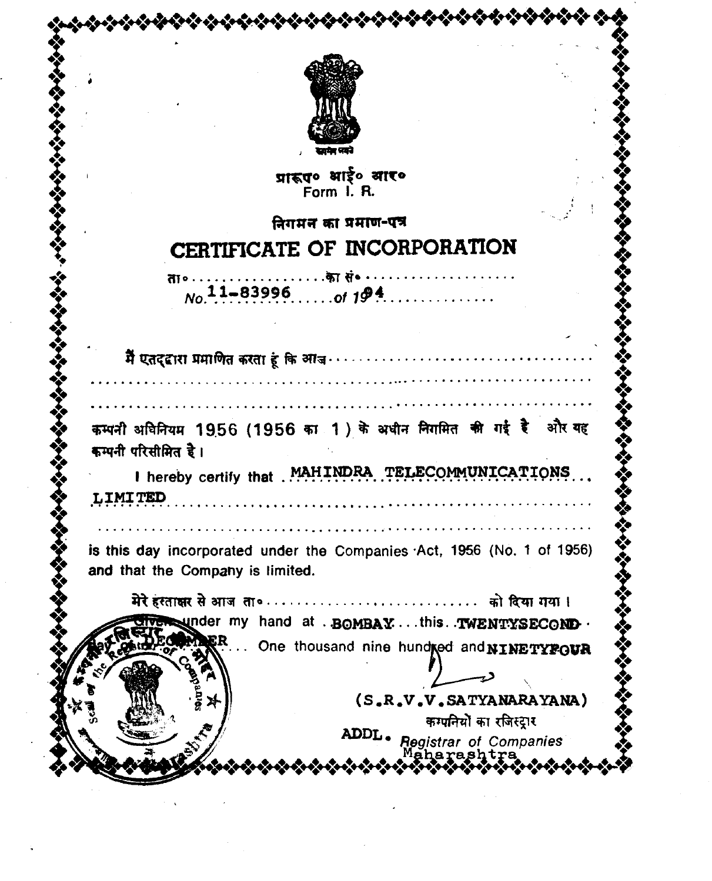सत्यमेव जयते

प्रारूप० आई० आर०
Form I. R.

निगमन का प्रमाण-पत्र

# CERTIFICATE OF INCORPORATION

ता०..................का सं०....................
No. 11-83996 ..... of 1994 ..............

मैं एतद्द्वारा प्रमाणित करता हूं कि आज ..........................................
...........................................................................
...........................................................................
कम्पनी अधिनियम 1956 (1956 का 1) के अधीन निगमित की गई है और यह कम्पनी परिसीमित है।

I hereby certify that MAHINDRA TELECOMMUNICATIONS LIMITED ..............................................
...........................................................................
is this day incorporated under the Companies Act, 1956 (No. 1 of 1956) and that the Company is limited.

मेरे हस्ताक्षर से आज ता० ........................... को दिया गया।
Given under my hand at BOMBAY this TWENTYSECOND day of DECEMBER One thousand nine hundred and NINETYFOUR

(S.R.V.V.SATYANARAYANA)
कम्पनियों का रजिस्ट्रार
ADDL. Registrar of Companies
Maharashtra

Seal of the Registrar of Companies, Maharashtra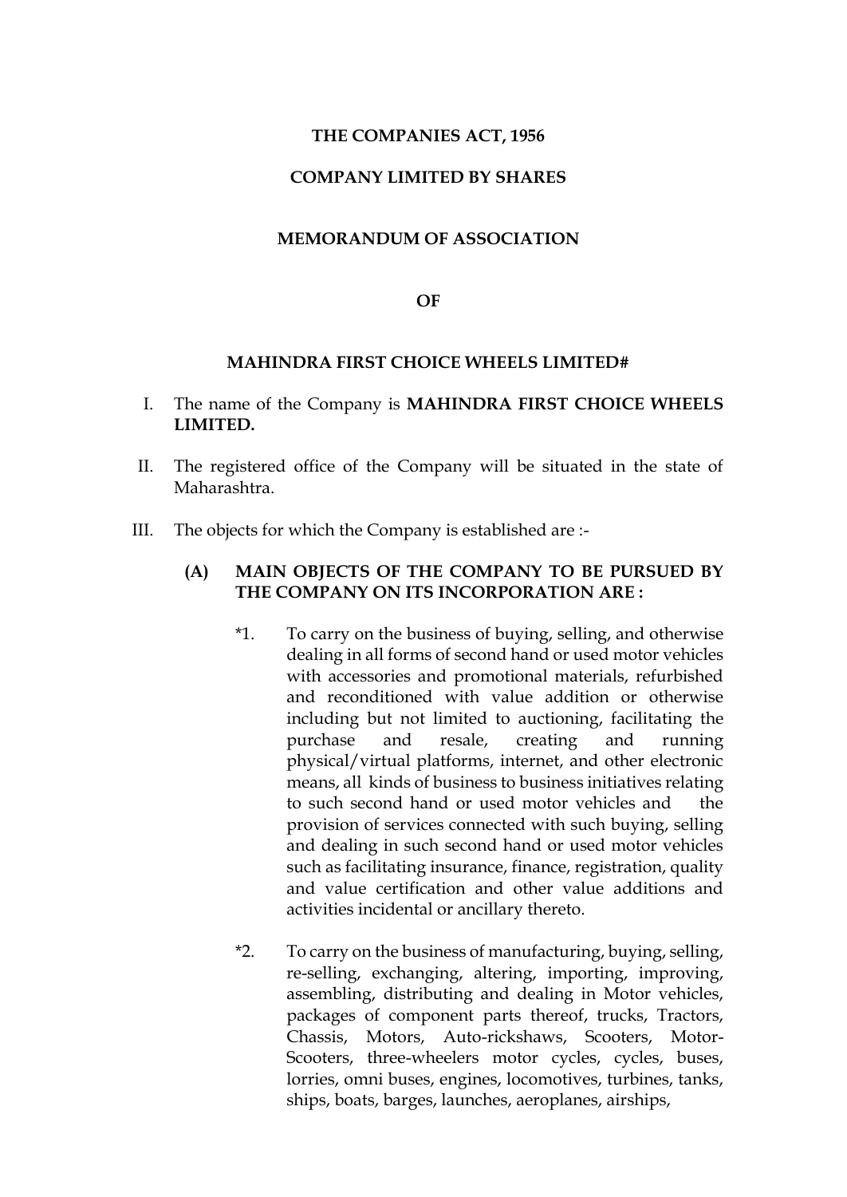**THE COMPANIES ACT, 1956**

**COMPANY LIMITED BY SHARES**

**MEMORANDUM OF ASSOCIATION**

**OF**

**MAHINDRA FIRST CHOICE WHEELS LIMITED#**

I. The name of the Company is **MAHINDRA FIRST CHOICE WHEELS LIMITED.**

II. The registered office of the Company will be situated in the state of Maharashtra.

III. The objects for which the Company is established are :-

**(A) MAIN OBJECTS OF THE COMPANY TO BE PURSUED BY THE COMPANY ON ITS INCORPORATION ARE :**

*1. To carry on the business of buying, selling, and otherwise dealing in all forms of second hand or used motor vehicles with accessories and promotional materials, refurbished and reconditioned with value addition or otherwise including but not limited to auctioning, facilitating the purchase and resale, creating and running physical/virtual platforms, internet, and other electronic means, all kinds of business to business initiatives relating to such second hand or used motor vehicles and the provision of services connected with such buying, selling and dealing in such second hand or used motor vehicles such as facilitating insurance, finance, registration, quality and value certification and other value additions and activities incidental or ancillary thereto.

*2. To carry on the business of manufacturing, buying, selling, re-selling, exchanging, altering, importing, improving, assembling, distributing and dealing in Motor vehicles, packages of component parts thereof, trucks, Tractors, Chassis, Motors, Auto-rickshaws, Scooters, Motor-Scooters, three-wheelers motor cycles, cycles, buses, lorries, omni buses, engines, locomotives, turbines, tanks, ships, boats, barges, launches, aeroplanes, airships,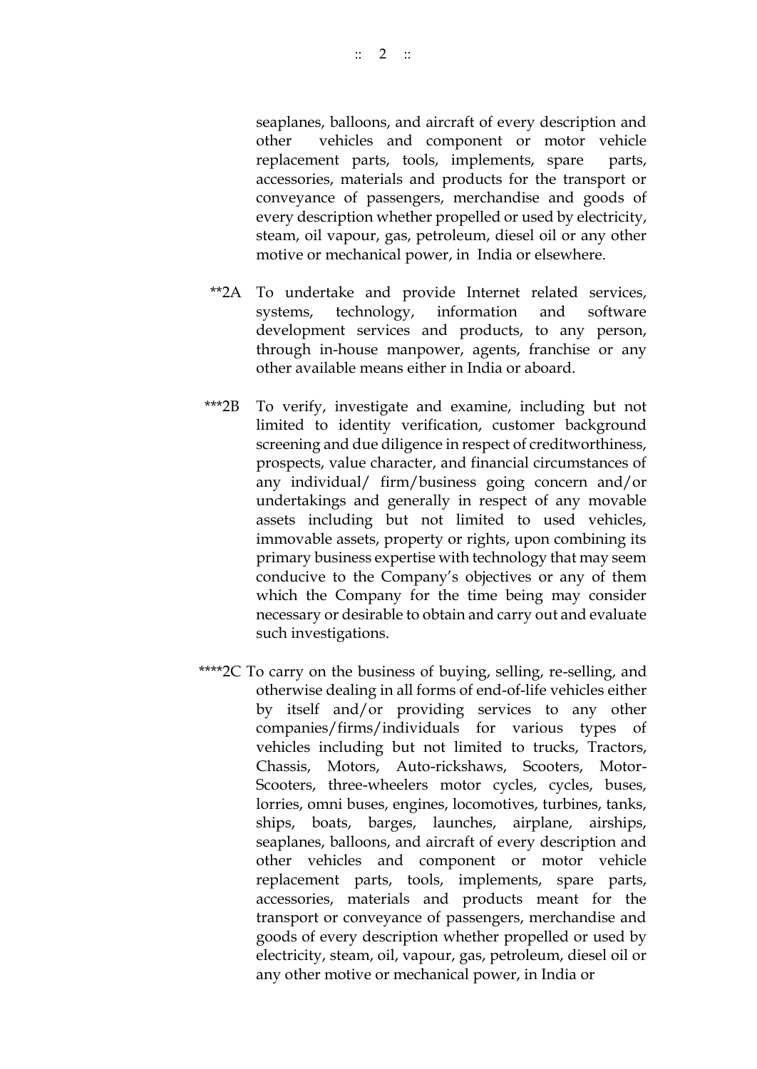seaplanes, balloons, and aircraft of every description and other vehicles and component or motor vehicle replacement parts, tools, implements, spare parts, accessories, materials and products for the transport or conveyance of passengers, merchandise and goods of every description whether propelled or used by electricity, steam, oil vapour, gas, petroleum, diesel oil or any other motive or mechanical power, in India or elsewhere.

**2A To undertake and provide Internet related services, systems, technology, information and software development services and products, to any person, through in-house manpower, agents, franchise or any other available means either in India or aboard.

***2B To verify, investigate and examine, including but not limited to identity verification, customer background screening and due diligence in respect of creditworthiness, prospects, value character, and financial circumstances of any individual/ firm/business going concern and/or undertakings and generally in respect of any movable assets including but not limited to used vehicles, immovable assets, property or rights, upon combining its primary business expertise with technology that may seem conducive to the Company's objectives or any of them which the Company for the time being may consider necessary or desirable to obtain and carry out and evaluate such investigations.

****2C To carry on the business of buying, selling, re-selling, and otherwise dealing in all forms of end-of-life vehicles either by itself and/or providing services to any other companies/firms/individuals for various types of vehicles including but not limited to trucks, Tractors, Chassis, Motors, Auto-rickshaws, Scooters, Motor-Scooters, three-wheelers motor cycles, cycles, buses, lorries, omni buses, engines, locomotives, turbines, tanks, ships, boats, barges, launches, airplane, airships, seaplanes, balloons, and aircraft of every description and other vehicles and component or motor vehicle replacement parts, tools, implements, spare parts, accessories, materials and products meant for the transport or conveyance of passengers, merchandise and goods of every description whether propelled or used by electricity, steam, oil, vapour, gas, petroleum, diesel oil or any other motive or mechanical power, in India or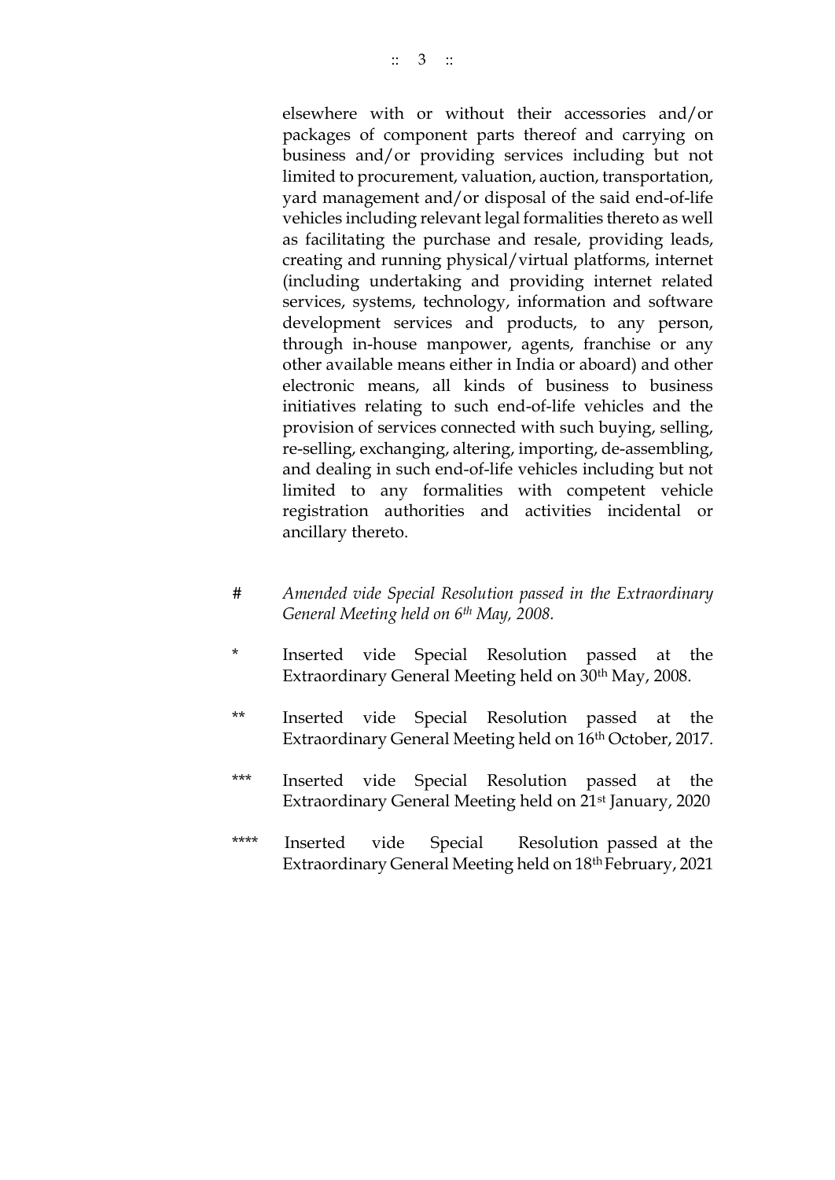elsewhere with or without their accessories and/or packages of component parts thereof and carrying on business and/or providing services including but not limited to procurement, valuation, auction, transportation, yard management and/or disposal of the said end-of-life vehicles including relevant legal formalities thereto as well as facilitating the purchase and resale, providing leads, creating and running physical/virtual platforms, internet (including undertaking and providing internet related services, systems, technology, information and software development services and products, to any person, through in-house manpower, agents, franchise or any other available means either in India or aboard) and other electronic means, all kinds of business to business initiatives relating to such end-of-life vehicles and the provision of services connected with such buying, selling, re-selling, exchanging, altering, importing, de-assembling, and dealing in such end-of-life vehicles including but not limited to any formalities with competent vehicle registration authorities and activities incidental or ancillary thereto.

| | |
|---|---|
| # | *Amended vide Special Resolution passed in the Extraordinary General Meeting held on 6th May, 2008.* |
| * | Inserted vide Special Resolution passed at the Extraordinary General Meeting held on 30th May, 2008. |
| ** | Inserted vide Special Resolution passed at the Extraordinary General Meeting held on 16th October, 2017. |
| *** | Inserted vide Special Resolution passed at the Extraordinary General Meeting held on 21st January, 2020 |
| **** | Inserted vide Special Resolution passed at the Extraordinary General Meeting held on 18th February, 2021 |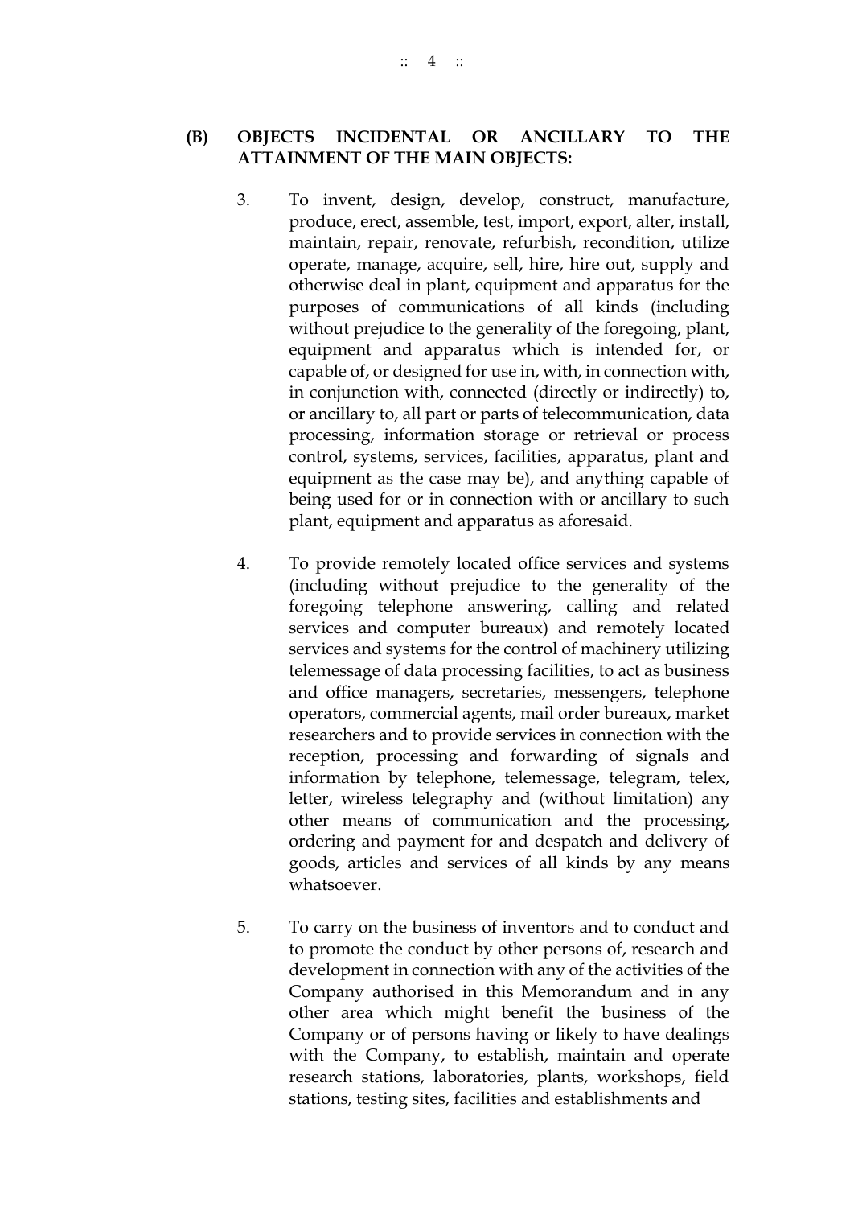**(B) OBJECTS INCIDENTAL OR ANCILLARY TO THE ATTAINMENT OF THE MAIN OBJECTS:**

3. To invent, design, develop, construct, manufacture, produce, erect, assemble, test, import, export, alter, install, maintain, repair, renovate, refurbish, recondition, utilize operate, manage, acquire, sell, hire, hire out, supply and otherwise deal in plant, equipment and apparatus for the purposes of communications of all kinds (including without prejudice to the generality of the foregoing, plant, equipment and apparatus which is intended for, or capable of, or designed for use in, with, in connection with, in conjunction with, connected (directly or indirectly) to, or ancillary to, all part or parts of telecommunication, data processing, information storage or retrieval or process control, systems, services, facilities, apparatus, plant and equipment as the case may be), and anything capable of being used for or in connection with or ancillary to such plant, equipment and apparatus as aforesaid.

4. To provide remotely located office services and systems (including without prejudice to the generality of the foregoing telephone answering, calling and related services and computer bureaux) and remotely located services and systems for the control of machinery utilizing telemessage of data processing facilities, to act as business and office managers, secretaries, messengers, telephone operators, commercial agents, mail order bureaux, market researchers and to provide services in connection with the reception, processing and forwarding of signals and information by telephone, telemessage, telegram, telex, letter, wireless telegraphy and (without limitation) any other means of communication and the processing, ordering and payment for and despatch and delivery of goods, articles and services of all kinds by any means whatsoever.

5. To carry on the business of inventors and to conduct and to promote the conduct by other persons of, research and development in connection with any of the activities of the Company authorised in this Memorandum and in any other area which might benefit the business of the Company or of persons having or likely to have dealings with the Company, to establish, maintain and operate research stations, laboratories, plants, workshops, field stations, testing sites, facilities and establishments and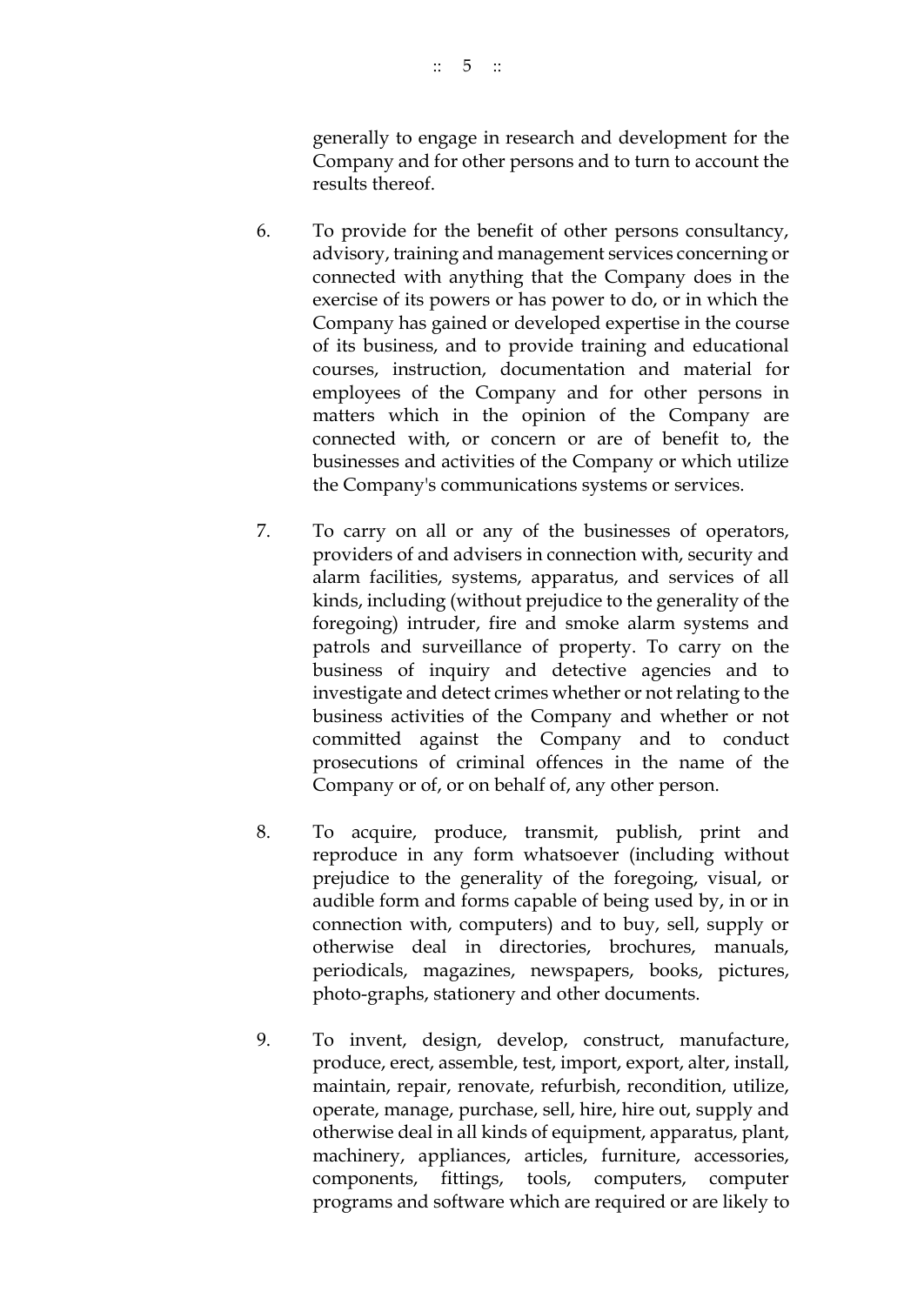generally to engage in research and development for the Company and for other persons and to turn to account the results thereof.

6. To provide for the benefit of other persons consultancy, advisory, training and management services concerning or connected with anything that the Company does in the exercise of its powers or has power to do, or in which the Company has gained or developed expertise in the course of its business, and to provide training and educational courses, instruction, documentation and material for employees of the Company and for other persons in matters which in the opinion of the Company are connected with, or concern or are of benefit to, the businesses and activities of the Company or which utilize the Company's communications systems or services.

7. To carry on all or any of the businesses of operators, providers of and advisers in connection with, security and alarm facilities, systems, apparatus, and services of all kinds, including (without prejudice to the generality of the foregoing) intruder, fire and smoke alarm systems and patrols and surveillance of property. To carry on the business of inquiry and detective agencies and to investigate and detect crimes whether or not relating to the business activities of the Company and whether or not committed against the Company and to conduct prosecutions of criminal offences in the name of the Company or of, or on behalf of, any other person.

8. To acquire, produce, transmit, publish, print and reproduce in any form whatsoever (including without prejudice to the generality of the foregoing, visual, or audible form and forms capable of being used by, in or in connection with, computers) and to buy, sell, supply or otherwise deal in directories, brochures, manuals, periodicals, magazines, newspapers, books, pictures, photo-graphs, stationery and other documents.

9. To invent, design, develop, construct, manufacture, produce, erect, assemble, test, import, export, alter, install, maintain, repair, renovate, refurbish, recondition, utilize, operate, manage, purchase, sell, hire, hire out, supply and otherwise deal in all kinds of equipment, apparatus, plant, machinery, appliances, articles, furniture, accessories, components, fittings, tools, computers, computer programs and software which are required or are likely to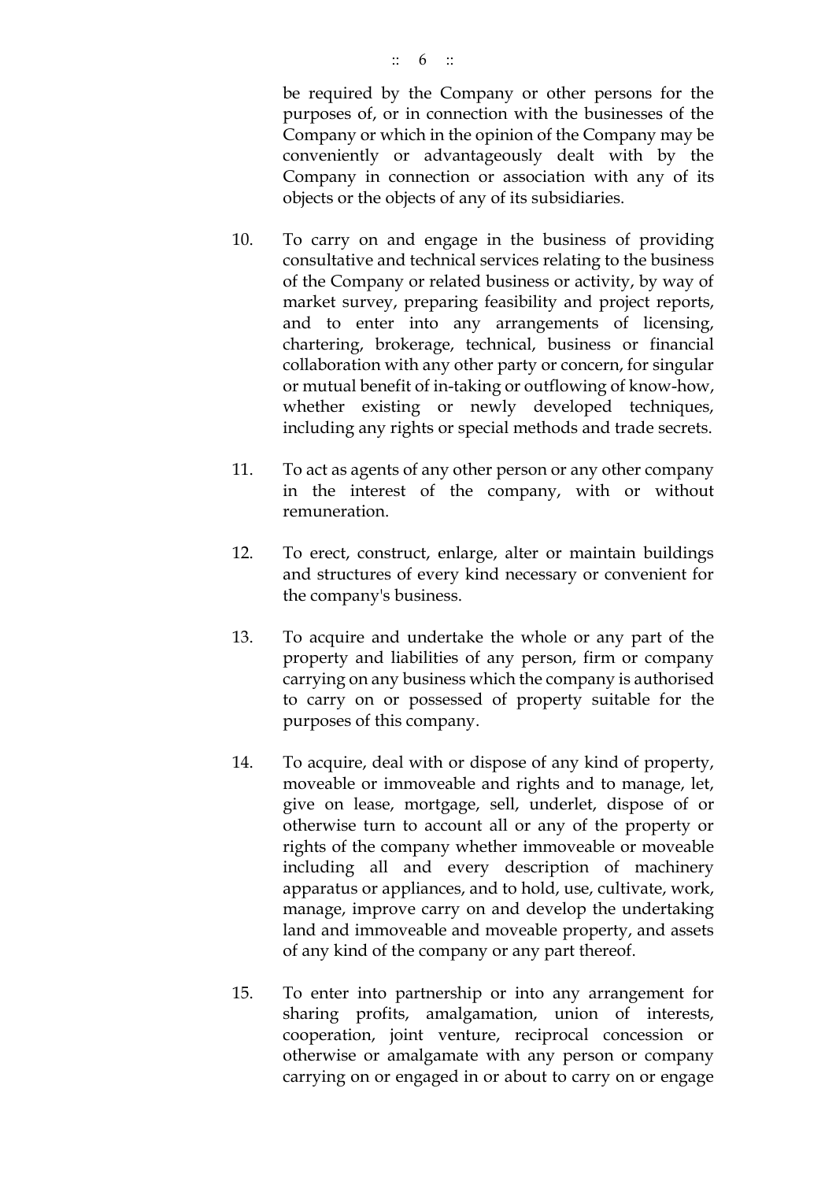be required by the Company or other persons for the purposes of, or in connection with the businesses of the Company or which in the opinion of the Company may be conveniently or advantageously dealt with by the Company in connection or association with any of its objects or the objects of any of its subsidiaries.

10. To carry on and engage in the business of providing consultative and technical services relating to the business of the Company or related business or activity, by way of market survey, preparing feasibility and project reports, and to enter into any arrangements of licensing, chartering, brokerage, technical, business or financial collaboration with any other party or concern, for singular or mutual benefit of in-taking or outflowing of know-how, whether existing or newly developed techniques, including any rights or special methods and trade secrets.

11. To act as agents of any other person or any other company in the interest of the company, with or without remuneration.

12. To erect, construct, enlarge, alter or maintain buildings and structures of every kind necessary or convenient for the company's business.

13. To acquire and undertake the whole or any part of the property and liabilities of any person, firm or company carrying on any business which the company is authorised to carry on or possessed of property suitable for the purposes of this company.

14. To acquire, deal with or dispose of any kind of property, moveable or immoveable and rights and to manage, let, give on lease, mortgage, sell, underlet, dispose of or otherwise turn to account all or any of the property or rights of the company whether immoveable or moveable including all and every description of machinery apparatus or appliances, and to hold, use, cultivate, work, manage, improve carry on and develop the undertaking land and immoveable and moveable property, and assets of any kind of the company or any part thereof.

15. To enter into partnership or into any arrangement for sharing profits, amalgamation, union of interests, cooperation, joint venture, reciprocal concession or otherwise or amalgamate with any person or company carrying on or engaged in or about to carry on or engage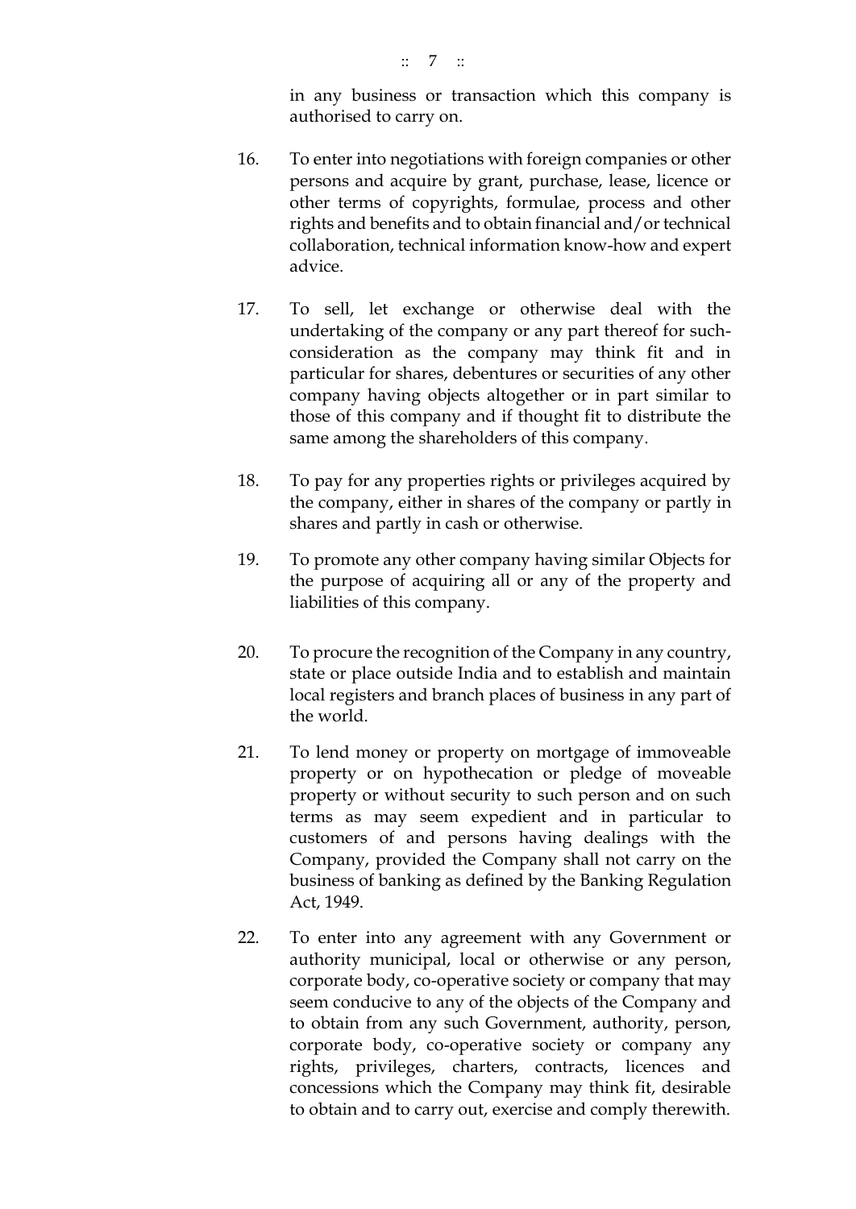in any business or transaction which this company is authorised to carry on.

16. To enter into negotiations with foreign companies or other persons and acquire by grant, purchase, lease, licence or other terms of copyrights, formulae, process and other rights and benefits and to obtain financial and/or technical collaboration, technical information know-how and expert advice.

17. To sell, let exchange or otherwise deal with the undertaking of the company or any part thereof for such-consideration as the company may think fit and in particular for shares, debentures or securities of any other company having objects altogether or in part similar to those of this company and if thought fit to distribute the same among the shareholders of this company.

18. To pay for any properties rights or privileges acquired by the company, either in shares of the company or partly in shares and partly in cash or otherwise.

19. To promote any other company having similar Objects for the purpose of acquiring all or any of the property and liabilities of this company.

20. To procure the recognition of the Company in any country, state or place outside India and to establish and maintain local registers and branch places of business in any part of the world.

21. To lend money or property on mortgage of immoveable property or on hypothecation or pledge of moveable property or without security to such person and on such terms as may seem expedient and in particular to customers of and persons having dealings with the Company, provided the Company shall not carry on the business of banking as defined by the Banking Regulation Act, 1949.

22. To enter into any agreement with any Government or authority municipal, local or otherwise or any person, corporate body, co-operative society or company that may seem conducive to any of the objects of the Company and to obtain from any such Government, authority, person, corporate body, co-operative society or company any rights, privileges, charters, contracts, licences and concessions which the Company may think fit, desirable to obtain and to carry out, exercise and comply therewith.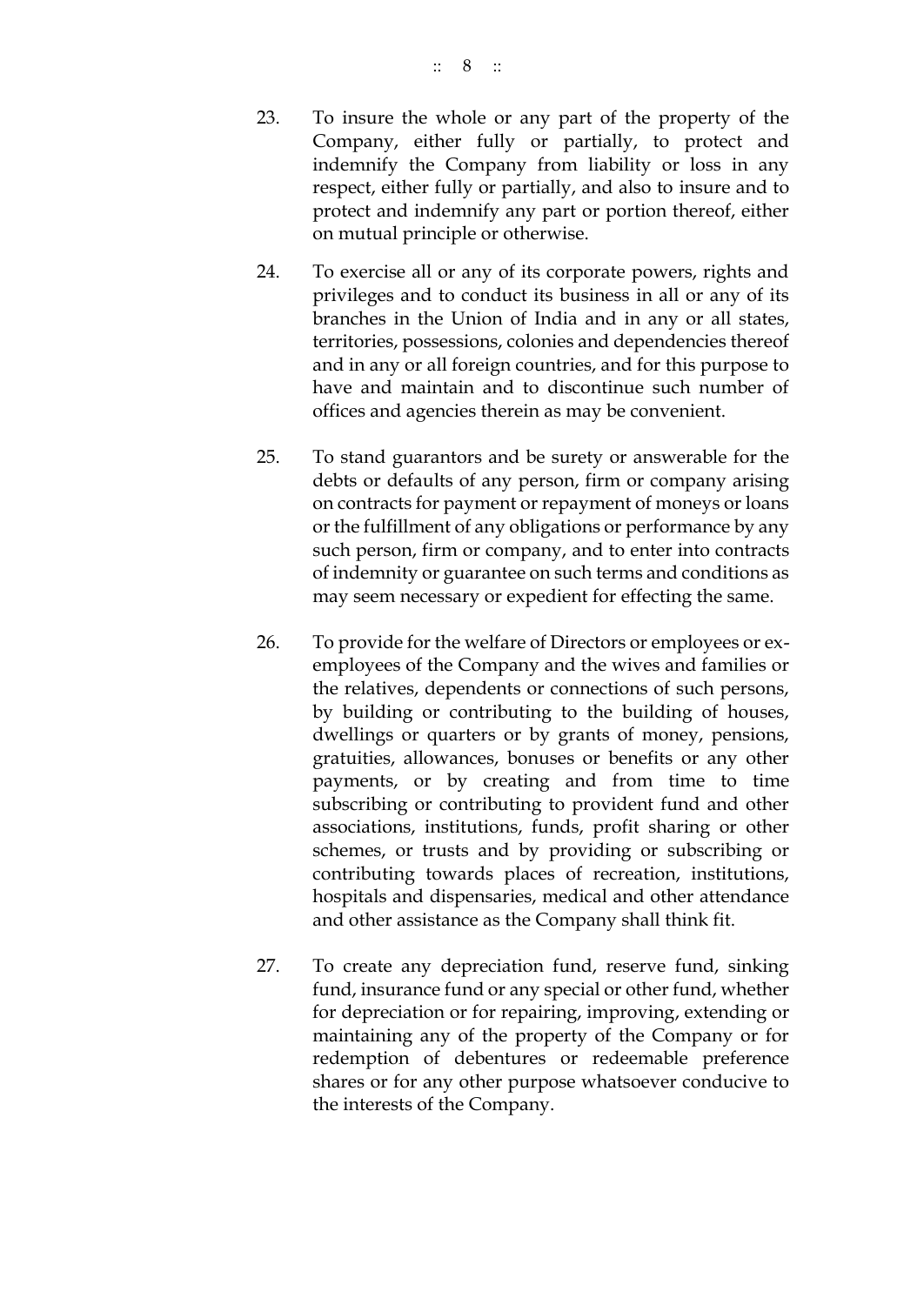23. To insure the whole or any part of the property of the Company, either fully or partially, to protect and indemnify the Company from liability or loss in any respect, either fully or partially, and also to insure and to protect and indemnify any part or portion thereof, either on mutual principle or otherwise.

24. To exercise all or any of its corporate powers, rights and privileges and to conduct its business in all or any of its branches in the Union of India and in any or all states, territories, possessions, colonies and dependencies thereof and in any or all foreign countries, and for this purpose to have and maintain and to discontinue such number of offices and agencies therein as may be convenient.

25. To stand guarantors and be surety or answerable for the debts or defaults of any person, firm or company arising on contracts for payment or repayment of moneys or loans or the fulfillment of any obligations or performance by any such person, firm or company, and to enter into contracts of indemnity or guarantee on such terms and conditions as may seem necessary or expedient for effecting the same.

26. To provide for the welfare of Directors or employees or ex-employees of the Company and the wives and families or the relatives, dependents or connections of such persons, by building or contributing to the building of houses, dwellings or quarters or by grants of money, pensions, gratuities, allowances, bonuses or benefits or any other payments, or by creating and from time to time subscribing or contributing to provident fund and other associations, institutions, funds, profit sharing or other schemes, or trusts and by providing or subscribing or contributing towards places of recreation, institutions, hospitals and dispensaries, medical and other attendance and other assistance as the Company shall think fit.

27. To create any depreciation fund, reserve fund, sinking fund, insurance fund or any special or other fund, whether for depreciation or for repairing, improving, extending or maintaining any of the property of the Company or for redemption of debentures or redeemable preference shares or for any other purpose whatsoever conducive to the interests of the Company.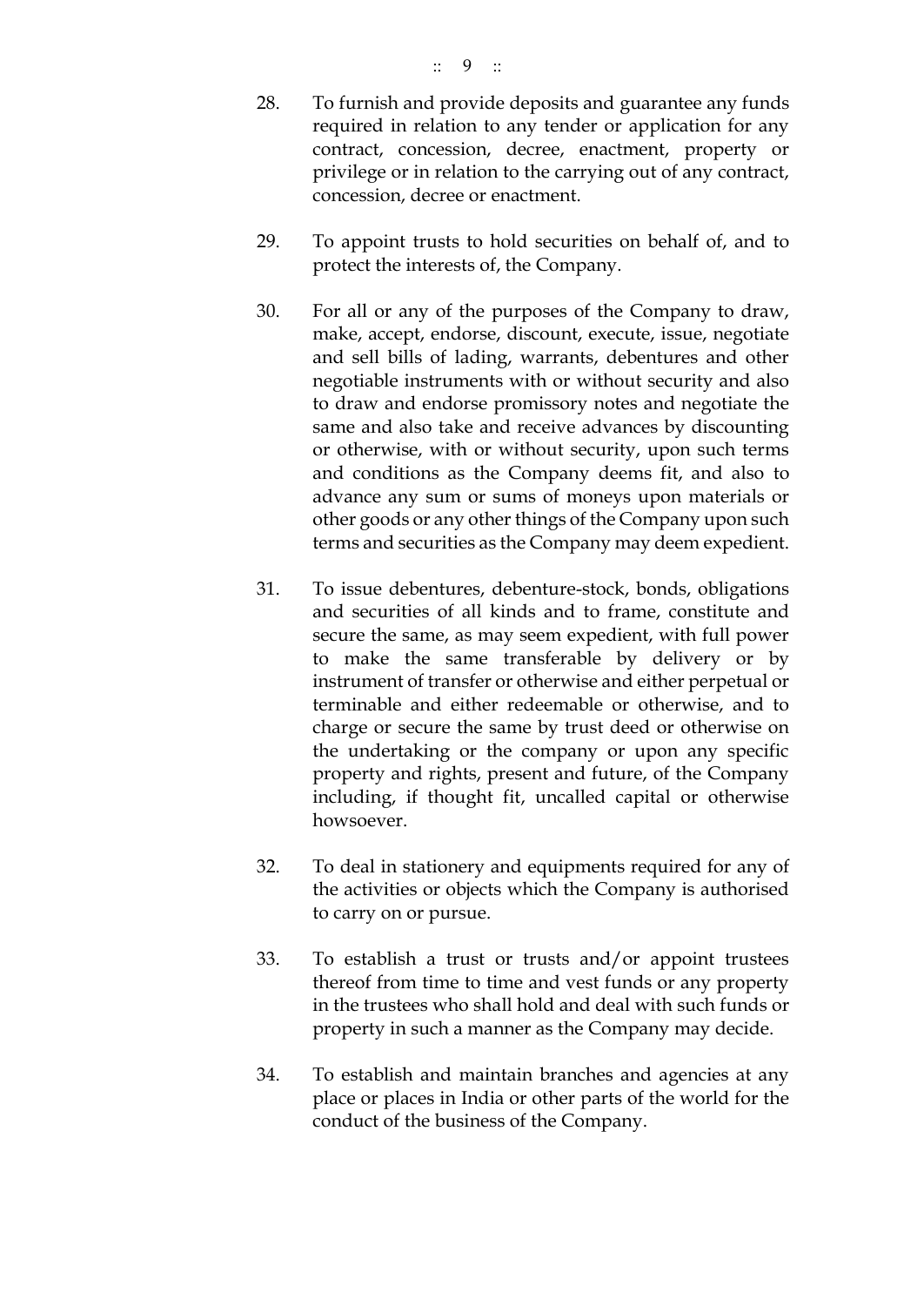28. To furnish and provide deposits and guarantee any funds required in relation to any tender or application for any contract, concession, decree, enactment, property or privilege or in relation to the carrying out of any contract, concession, decree or enactment.

29. To appoint trusts to hold securities on behalf of, and to protect the interests of, the Company.

30. For all or any of the purposes of the Company to draw, make, accept, endorse, discount, execute, issue, negotiate and sell bills of lading, warrants, debentures and other negotiable instruments with or without security and also to draw and endorse promissory notes and negotiate the same and also take and receive advances by discounting or otherwise, with or without security, upon such terms and conditions as the Company deems fit, and also to advance any sum or sums of moneys upon materials or other goods or any other things of the Company upon such terms and securities as the Company may deem expedient.

31. To issue debentures, debenture-stock, bonds, obligations and securities of all kinds and to frame, constitute and secure the same, as may seem expedient, with full power to make the same transferable by delivery or by instrument of transfer or otherwise and either perpetual or terminable and either redeemable or otherwise, and to charge or secure the same by trust deed or otherwise on the undertaking or the company or upon any specific property and rights, present and future, of the Company including, if thought fit, uncalled capital or otherwise howsoever.

32. To deal in stationery and equipments required for any of the activities or objects which the Company is authorised to carry on or pursue.

33. To establish a trust or trusts and/or appoint trustees thereof from time to time and vest funds or any property in the trustees who shall hold and deal with such funds or property in such a manner as the Company may decide.

34. To establish and maintain branches and agencies at any place or places in India or other parts of the world for the conduct of the business of the Company.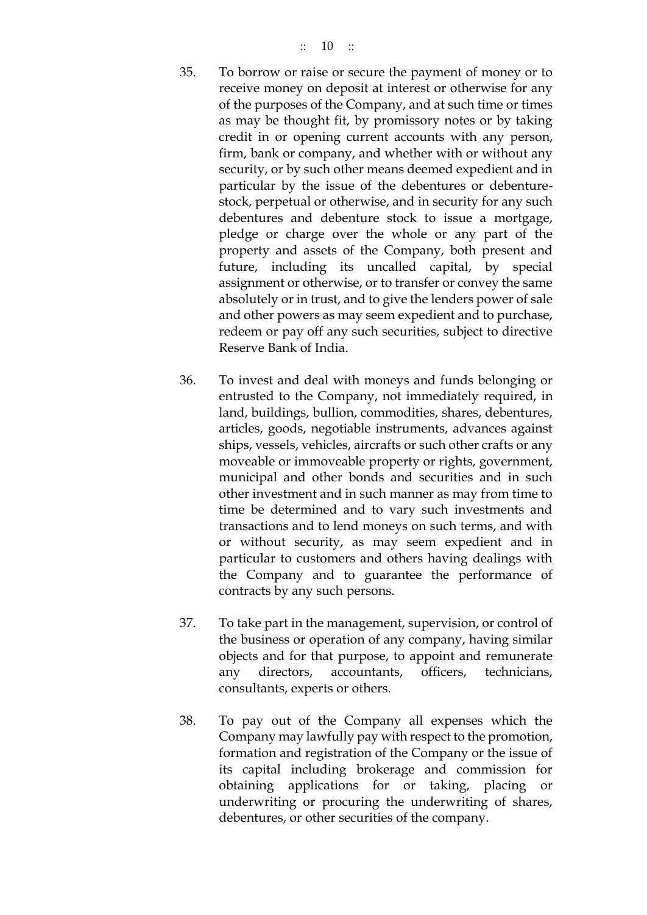35. To borrow or raise or secure the payment of money or to receive money on deposit at interest or otherwise for any of the purposes of the Company, and at such time or times as may be thought fit, by promissory notes or by taking credit in or opening current accounts with any person, firm, bank or company, and whether with or without any security, or by such other means deemed expedient and in particular by the issue of the debentures or debenture-stock, perpetual or otherwise, and in security for any such debentures and debenture stock to issue a mortgage, pledge or charge over the whole or any part of the property and assets of the Company, both present and future, including its uncalled capital, by special assignment or otherwise, or to transfer or convey the same absolutely or in trust, and to give the lenders power of sale and other powers as may seem expedient and to purchase, redeem or pay off any such securities, subject to directive Reserve Bank of India.

36. To invest and deal with moneys and funds belonging or entrusted to the Company, not immediately required, in land, buildings, bullion, commodities, shares, debentures, articles, goods, negotiable instruments, advances against ships, vessels, vehicles, aircrafts or such other crafts or any moveable or immoveable property or rights, government, municipal and other bonds and securities and in such other investment and in such manner as may from time to time be determined and to vary such investments and transactions and to lend moneys on such terms, and with or without security, as may seem expedient and in particular to customers and others having dealings with the Company and to guarantee the performance of contracts by any such persons.

37. To take part in the management, supervision, or control of the business or operation of any company, having similar objects and for that purpose, to appoint and remunerate any directors, accountants, officers, technicians, consultants, experts or others.

38. To pay out of the Company all expenses which the Company may lawfully pay with respect to the promotion, formation and registration of the Company or the issue of its capital including brokerage and commission for obtaining applications for or taking, placing or underwriting or procuring the underwriting of shares, debentures, or other securities of the company.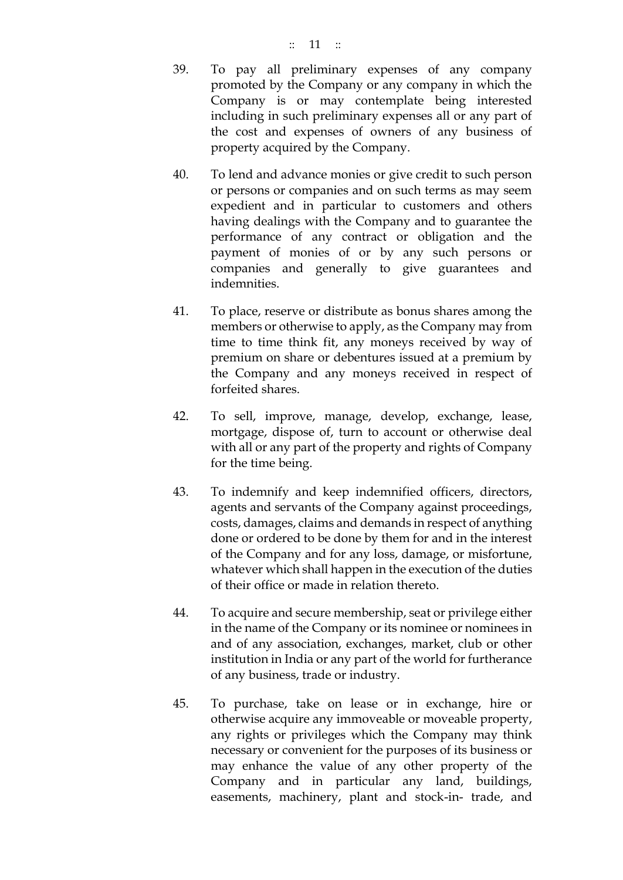39. To pay all preliminary expenses of any company promoted by the Company or any company in which the Company is or may contemplate being interested including in such preliminary expenses all or any part of the cost and expenses of owners of any business of property acquired by the Company.

40. To lend and advance monies or give credit to such person or persons or companies and on such terms as may seem expedient and in particular to customers and others having dealings with the Company and to guarantee the performance of any contract or obligation and the payment of monies of or by any such persons or companies and generally to give guarantees and indemnities.

41. To place, reserve or distribute as bonus shares among the members or otherwise to apply, as the Company may from time to time think fit, any moneys received by way of premium on share or debentures issued at a premium by the Company and any moneys received in respect of forfeited shares.

42. To sell, improve, manage, develop, exchange, lease, mortgage, dispose of, turn to account or otherwise deal with all or any part of the property and rights of Company for the time being.

43. To indemnify and keep indemnified officers, directors, agents and servants of the Company against proceedings, costs, damages, claims and demands in respect of anything done or ordered to be done by them for and in the interest of the Company and for any loss, damage, or misfortune, whatever which shall happen in the execution of the duties of their office or made in relation thereto.

44. To acquire and secure membership, seat or privilege either in the name of the Company or its nominee or nominees in and of any association, exchanges, market, club or other institution in India or any part of the world for furtherance of any business, trade or industry.

45. To purchase, take on lease or in exchange, hire or otherwise acquire any immoveable or moveable property, any rights or privileges which the Company may think necessary or convenient for the purposes of its business or may enhance the value of any other property of the Company and in particular any land, buildings, easements, machinery, plant and stock-in- trade, and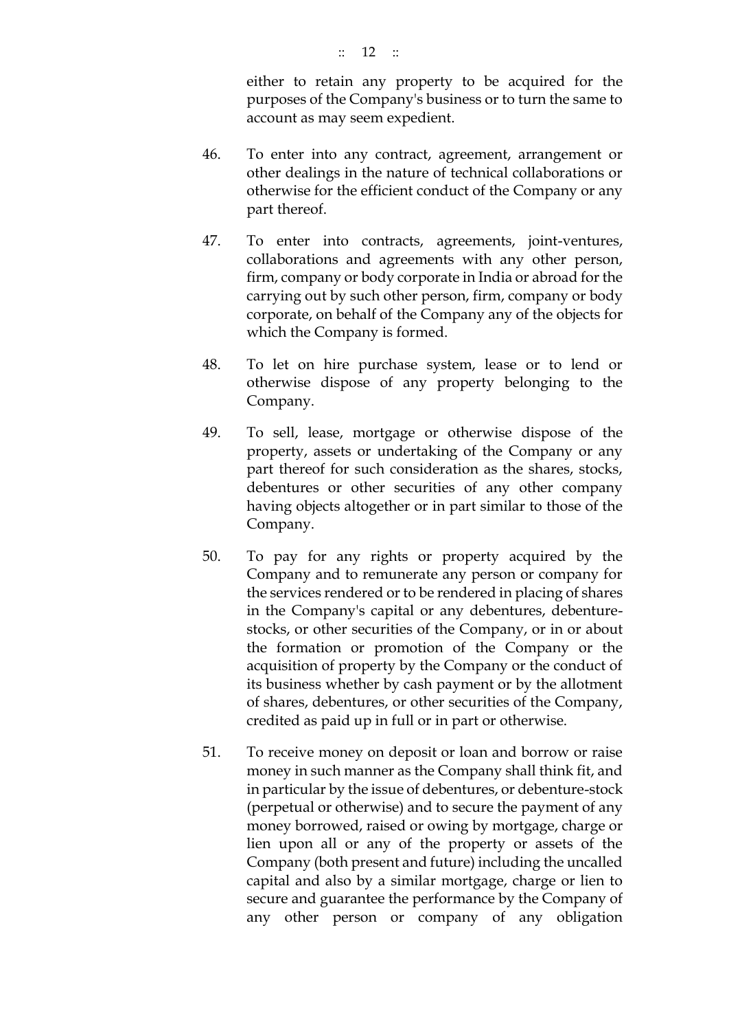either to retain any property to be acquired for the purposes of the Company's business or to turn the same to account as may seem expedient.

46. To enter into any contract, agreement, arrangement or other dealings in the nature of technical collaborations or otherwise for the efficient conduct of the Company or any part thereof.

47. To enter into contracts, agreements, joint-ventures, collaborations and agreements with any other person, firm, company or body corporate in India or abroad for the carrying out by such other person, firm, company or body corporate, on behalf of the Company any of the objects for which the Company is formed.

48. To let on hire purchase system, lease or to lend or otherwise dispose of any property belonging to the Company.

49. To sell, lease, mortgage or otherwise dispose of the property, assets or undertaking of the Company or any part thereof for such consideration as the shares, stocks, debentures or other securities of any other company having objects altogether or in part similar to those of the Company.

50. To pay for any rights or property acquired by the Company and to remunerate any person or company for the services rendered or to be rendered in placing of shares in the Company's capital or any debentures, debenture-stocks, or other securities of the Company, or in or about the formation or promotion of the Company or the acquisition of property by the Company or the conduct of its business whether by cash payment or by the allotment of shares, debentures, or other securities of the Company, credited as paid up in full or in part or otherwise.

51. To receive money on deposit or loan and borrow or raise money in such manner as the Company shall think fit, and in particular by the issue of debentures, or debenture-stock (perpetual or otherwise) and to secure the payment of any money borrowed, raised or owing by mortgage, charge or lien upon all or any of the property or assets of the Company (both present and future) including the uncalled capital and also by a similar mortgage, charge or lien to secure and guarantee the performance by the Company of any other person or company of any obligation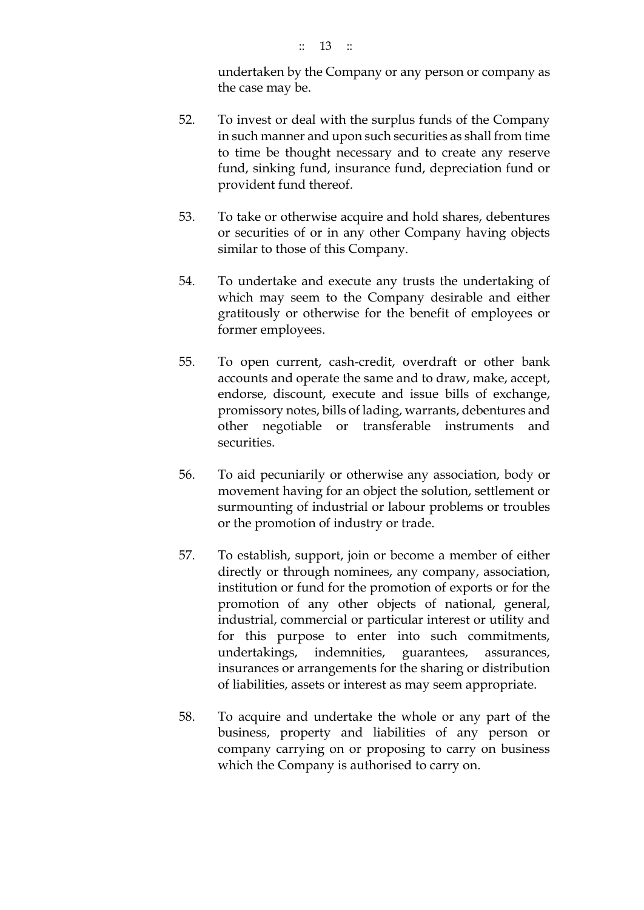undertaken by the Company or any person or company as the case may be.

52. To invest or deal with the surplus funds of the Company in such manner and upon such securities as shall from time to time be thought necessary and to create any reserve fund, sinking fund, insurance fund, depreciation fund or provident fund thereof.

53. To take or otherwise acquire and hold shares, debentures or securities of or in any other Company having objects similar to those of this Company.

54. To undertake and execute any trusts the undertaking of which may seem to the Company desirable and either gratitously or otherwise for the benefit of employees or former employees.

55. To open current, cash-credit, overdraft or other bank accounts and operate the same and to draw, make, accept, endorse, discount, execute and issue bills of exchange, promissory notes, bills of lading, warrants, debentures and other negotiable or transferable instruments and securities.

56. To aid pecuniarily or otherwise any association, body or movement having for an object the solution, settlement or surmounting of industrial or labour problems or troubles or the promotion of industry or trade.

57. To establish, support, join or become a member of either directly or through nominees, any company, association, institution or fund for the promotion of exports or for the promotion of any other objects of national, general, industrial, commercial or particular interest or utility and for this purpose to enter into such commitments, undertakings, indemnities, guarantees, assurances, insurances or arrangements for the sharing or distribution of liabilities, assets or interest as may seem appropriate.

58. To acquire and undertake the whole or any part of the business, property and liabilities of any person or company carrying on or proposing to carry on business which the Company is authorised to carry on.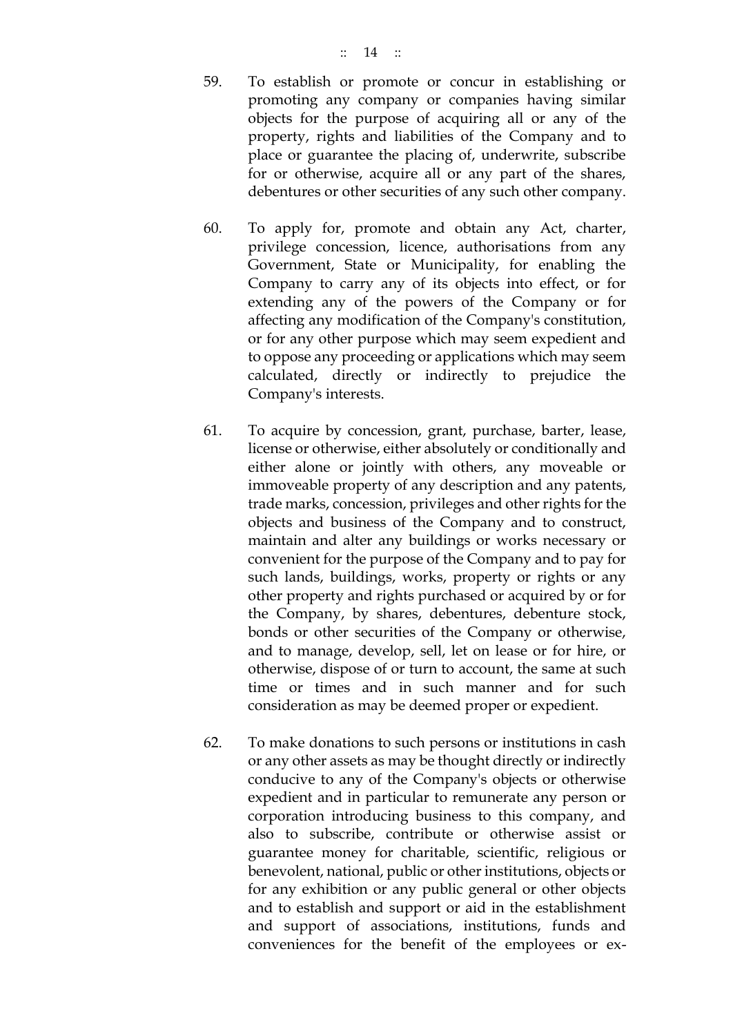59. To establish or promote or concur in establishing or promoting any company or companies having similar objects for the purpose of acquiring all or any of the property, rights and liabilities of the Company and to place or guarantee the placing of, underwrite, subscribe for or otherwise, acquire all or any part of the shares, debentures or other securities of any such other company.

60. To apply for, promote and obtain any Act, charter, privilege concession, licence, authorisations from any Government, State or Municipality, for enabling the Company to carry any of its objects into effect, or for extending any of the powers of the Company or for affecting any modification of the Company's constitution, or for any other purpose which may seem expedient and to oppose any proceeding or applications which may seem calculated, directly or indirectly to prejudice the Company's interests.

61. To acquire by concession, grant, purchase, barter, lease, license or otherwise, either absolutely or conditionally and either alone or jointly with others, any moveable or immoveable property of any description and any patents, trade marks, concession, privileges and other rights for the objects and business of the Company and to construct, maintain and alter any buildings or works necessary or convenient for the purpose of the Company and to pay for such lands, buildings, works, property or rights or any other property and rights purchased or acquired by or for the Company, by shares, debentures, debenture stock, bonds or other securities of the Company or otherwise, and to manage, develop, sell, let on lease or for hire, or otherwise, dispose of or turn to account, the same at such time or times and in such manner and for such consideration as may be deemed proper or expedient.

62. To make donations to such persons or institutions in cash or any other assets as may be thought directly or indirectly conducive to any of the Company's objects or otherwise expedient and in particular to remunerate any person or corporation introducing business to this company, and also to subscribe, contribute or otherwise assist or guarantee money for charitable, scientific, religious or benevolent, national, public or other institutions, objects or for any exhibition or any public general or other objects and to establish and support or aid in the establishment and support of associations, institutions, funds and conveniences for the benefit of the employees or ex-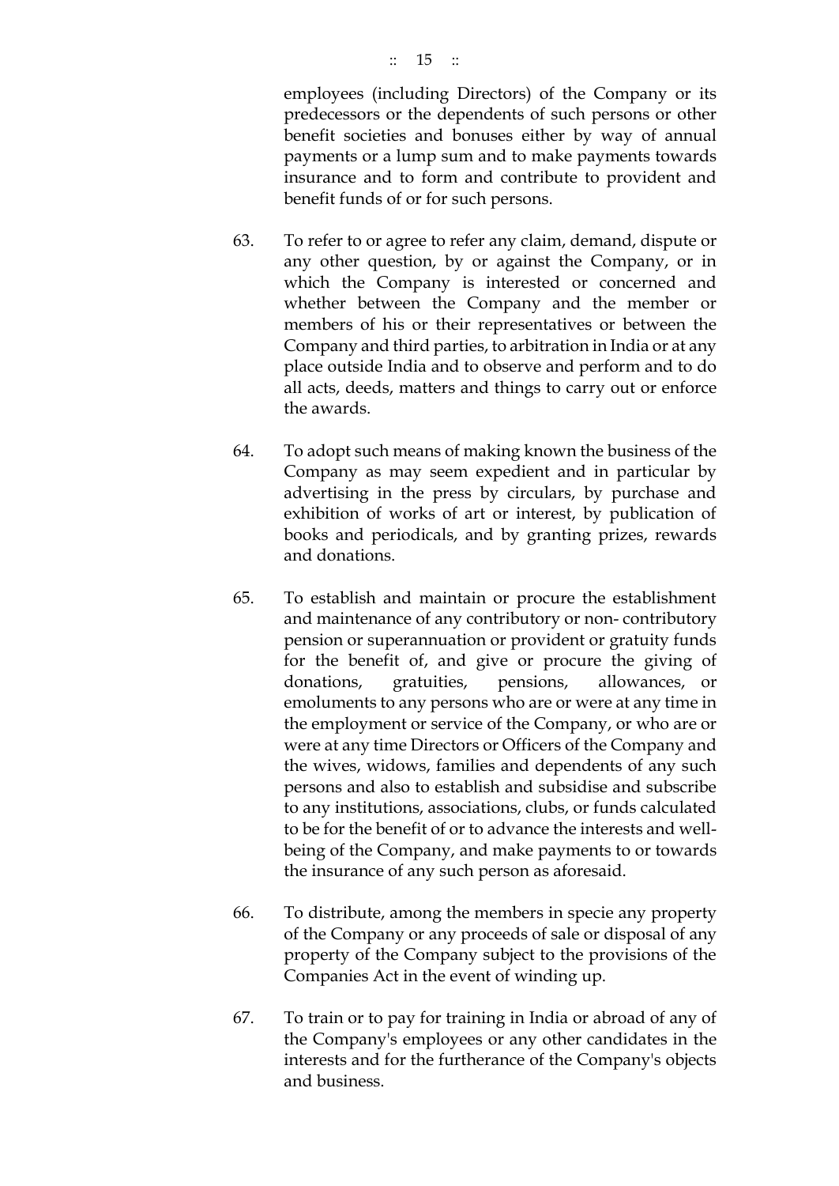employees (including Directors) of the Company or its predecessors or the dependents of such persons or other benefit societies and bonuses either by way of annual payments or a lump sum and to make payments towards insurance and to form and contribute to provident and benefit funds of or for such persons.

63. To refer to or agree to refer any claim, demand, dispute or any other question, by or against the Company, or in which the Company is interested or concerned and whether between the Company and the member or members of his or their representatives or between the Company and third parties, to arbitration in India or at any place outside India and to observe and perform and to do all acts, deeds, matters and things to carry out or enforce the awards.

64. To adopt such means of making known the business of the Company as may seem expedient and in particular by advertising in the press by circulars, by purchase and exhibition of works of art or interest, by publication of books and periodicals, and by granting prizes, rewards and donations.

65. To establish and maintain or procure the establishment and maintenance of any contributory or non- contributory pension or superannuation or provident or gratuity funds for the benefit of, and give or procure the giving of donations, gratuities, pensions, allowances, or emoluments to any persons who are or were at any time in the employment or service of the Company, or who are or were at any time Directors or Officers of the Company and the wives, widows, families and dependents of any such persons and also to establish and subsidise and subscribe to any institutions, associations, clubs, or funds calculated to be for the benefit of or to advance the interests and well-being of the Company, and make payments to or towards the insurance of any such person as aforesaid.

66. To distribute, among the members in specie any property of the Company or any proceeds of sale or disposal of any property of the Company subject to the provisions of the Companies Act in the event of winding up.

67. To train or to pay for training in India or abroad of any of the Company's employees or any other candidates in the interests and for the furtherance of the Company's objects and business.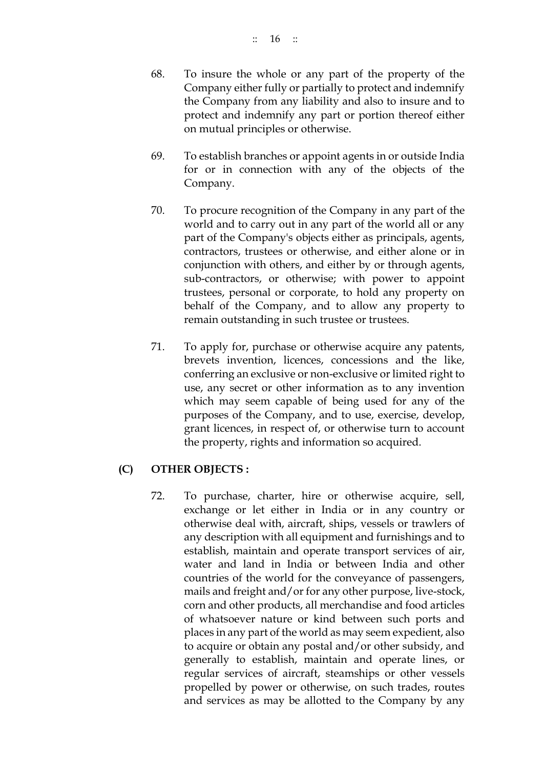68. To insure the whole or any part of the property of the Company either fully or partially to protect and indemnify the Company from any liability and also to insure and to protect and indemnify any part or portion thereof either on mutual principles or otherwise.

69. To establish branches or appoint agents in or outside India for or in connection with any of the objects of the Company.

70. To procure recognition of the Company in any part of the world and to carry out in any part of the world all or any part of the Company's objects either as principals, agents, contractors, trustees or otherwise, and either alone or in conjunction with others, and either by or through agents, sub-contractors, or otherwise; with power to appoint trustees, personal or corporate, to hold any property on behalf of the Company, and to allow any property to remain outstanding in such trustee or trustees.

71. To apply for, purchase or otherwise acquire any patents, brevets invention, licences, concessions and the like, conferring an exclusive or non-exclusive or limited right to use, any secret or other information as to any invention which may seem capable of being used for any of the purposes of the Company, and to use, exercise, develop, grant licences, in respect of, or otherwise turn to account the property, rights and information so acquired.

**(C) OTHER OBJECTS :**

72. To purchase, charter, hire or otherwise acquire, sell, exchange or let either in India or in any country or otherwise deal with, aircraft, ships, vessels or trawlers of any description with all equipment and furnishings and to establish, maintain and operate transport services of air, water and land in India or between India and other countries of the world for the conveyance of passengers, mails and freight and/or for any other purpose, live-stock, corn and other products, all merchandise and food articles of whatsoever nature or kind between such ports and places in any part of the world as may seem expedient, also to acquire or obtain any postal and/or other subsidy, and generally to establish, maintain and operate lines, or regular services of aircraft, steamships or other vessels propelled by power or otherwise, on such trades, routes and services as may be allotted to the Company by any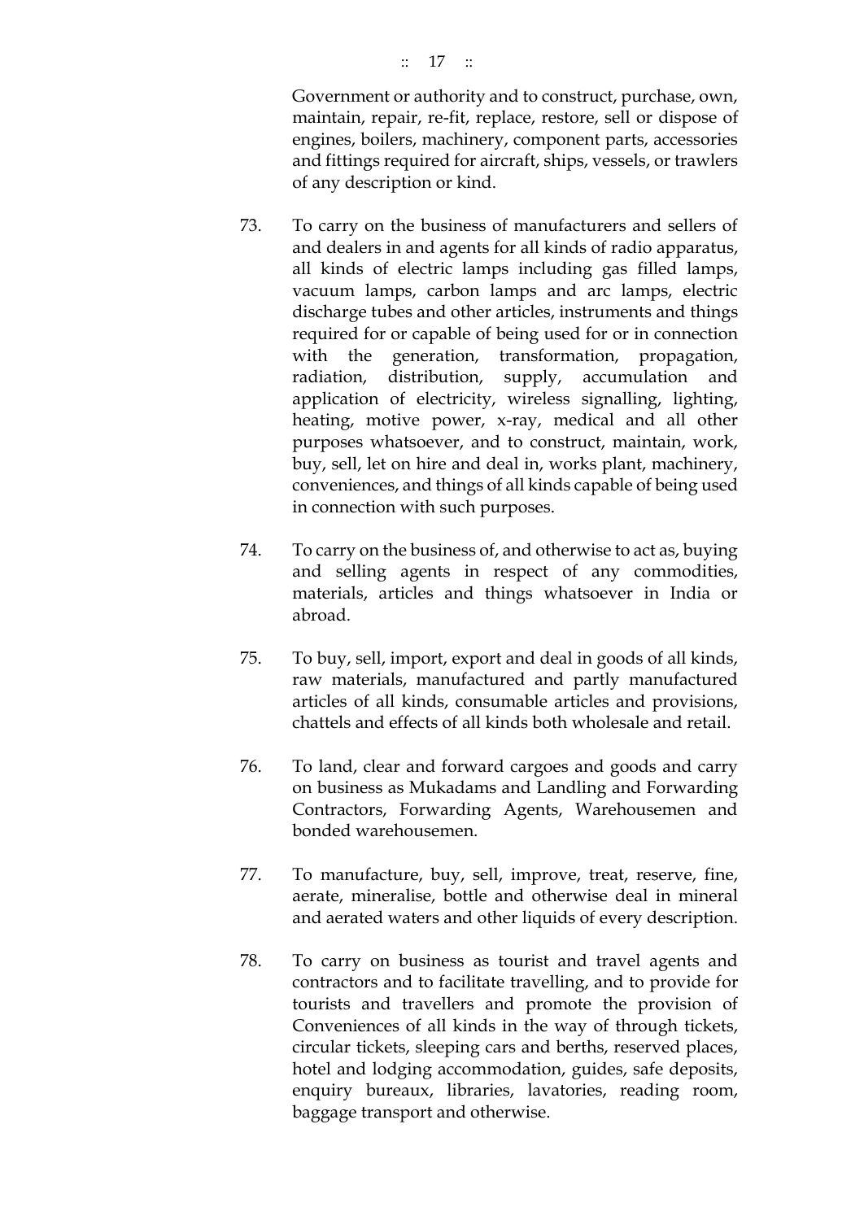Government or authority and to construct, purchase, own, maintain, repair, re-fit, replace, restore, sell or dispose of engines, boilers, machinery, component parts, accessories and fittings required for aircraft, ships, vessels, or trawlers of any description or kind.

73. To carry on the business of manufacturers and sellers of and dealers in and agents for all kinds of radio apparatus, all kinds of electric lamps including gas filled lamps, vacuum lamps, carbon lamps and arc lamps, electric discharge tubes and other articles, instruments and things required for or capable of being used for or in connection with the generation, transformation, propagation, radiation, distribution, supply, accumulation and application of electricity, wireless signalling, lighting, heating, motive power, x-ray, medical and all other purposes whatsoever, and to construct, maintain, work, buy, sell, let on hire and deal in, works plant, machinery, conveniences, and things of all kinds capable of being used in connection with such purposes.

74. To carry on the business of, and otherwise to act as, buying and selling agents in respect of any commodities, materials, articles and things whatsoever in India or abroad.

75. To buy, sell, import, export and deal in goods of all kinds, raw materials, manufactured and partly manufactured articles of all kinds, consumable articles and provisions, chattels and effects of all kinds both wholesale and retail.

76. To land, clear and forward cargoes and goods and carry on business as Mukadams and Landling and Forwarding Contractors, Forwarding Agents, Warehousemen and bonded warehousemen.

77. To manufacture, buy, sell, improve, treat, reserve, fine, aerate, mineralise, bottle and otherwise deal in mineral and aerated waters and other liquids of every description.

78. To carry on business as tourist and travel agents and contractors and to facilitate travelling, and to provide for tourists and travellers and promote the provision of Conveniences of all kinds in the way of through tickets, circular tickets, sleeping cars and berths, reserved places, hotel and lodging accommodation, guides, safe deposits, enquiry bureaux, libraries, lavatories, reading room, baggage transport and otherwise.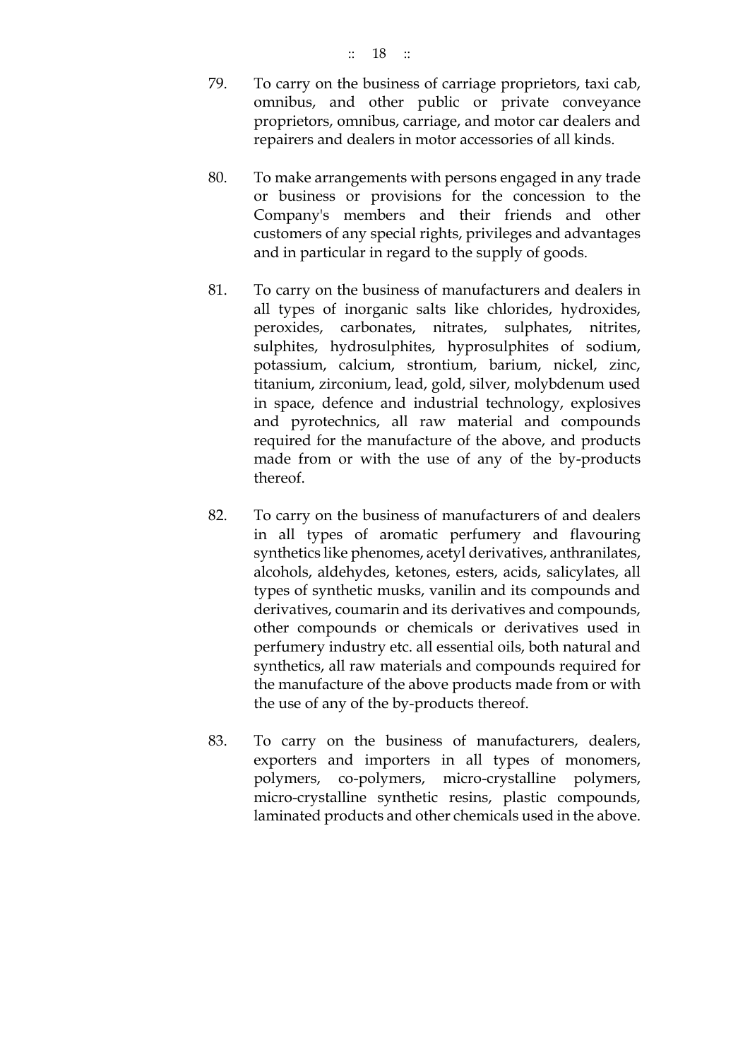79. To carry on the business of carriage proprietors, taxi cab, omnibus, and other public or private conveyance proprietors, omnibus, carriage, and motor car dealers and repairers and dealers in motor accessories of all kinds.

80. To make arrangements with persons engaged in any trade or business or provisions for the concession to the Company's members and their friends and other customers of any special rights, privileges and advantages and in particular in regard to the supply of goods.

81. To carry on the business of manufacturers and dealers in all types of inorganic salts like chlorides, hydroxides, peroxides, carbonates, nitrates, sulphates, nitrites, sulphites, hydrosulphites, hyprosulphites of sodium, potassium, calcium, strontium, barium, nickel, zinc, titanium, zirconium, lead, gold, silver, molybdenum used in space, defence and industrial technology, explosives and pyrotechnics, all raw material and compounds required for the manufacture of the above, and products made from or with the use of any of the by-products thereof.

82. To carry on the business of manufacturers of and dealers in all types of aromatic perfumery and flavouring synthetics like phenomes, acetyl derivatives, anthranilates, alcohols, aldehydes, ketones, esters, acids, salicylates, all types of synthetic musks, vanilin and its compounds and derivatives, coumarin and its derivatives and compounds, other compounds or chemicals or derivatives used in perfumery industry etc. all essential oils, both natural and synthetics, all raw materials and compounds required for the manufacture of the above products made from or with the use of any of the by-products thereof.

83. To carry on the business of manufacturers, dealers, exporters and importers in all types of monomers, polymers, co-polymers, micro-crystalline polymers, micro-crystalline synthetic resins, plastic compounds, laminated products and other chemicals used in the above.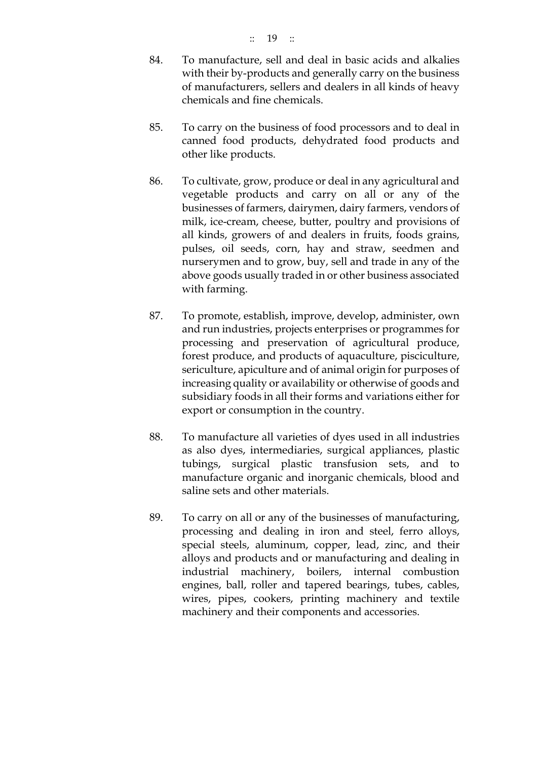84. To manufacture, sell and deal in basic acids and alkalies with their by-products and generally carry on the business of manufacturers, sellers and dealers in all kinds of heavy chemicals and fine chemicals.

85. To carry on the business of food processors and to deal in canned food products, dehydrated food products and other like products.

86. To cultivate, grow, produce or deal in any agricultural and vegetable products and carry on all or any of the businesses of farmers, dairymen, dairy farmers, vendors of milk, ice-cream, cheese, butter, poultry and provisions of all kinds, growers of and dealers in fruits, foods grains, pulses, oil seeds, corn, hay and straw, seedmen and nurserymen and to grow, buy, sell and trade in any of the above goods usually traded in or other business associated with farming.

87. To promote, establish, improve, develop, administer, own and run industries, projects enterprises or programmes for processing and preservation of agricultural produce, forest produce, and products of aquaculture, pisciculture, sericulture, apiculture and of animal origin for purposes of increasing quality or availability or otherwise of goods and subsidiary foods in all their forms and variations either for export or consumption in the country.

88. To manufacture all varieties of dyes used in all industries as also dyes, intermediaries, surgical appliances, plastic tubings, surgical plastic transfusion sets, and to manufacture organic and inorganic chemicals, blood and saline sets and other materials.

89. To carry on all or any of the businesses of manufacturing, processing and dealing in iron and steel, ferro alloys, special steels, aluminum, copper, lead, zinc, and their alloys and products and or manufacturing and dealing in industrial machinery, boilers, internal combustion engines, ball, roller and tapered bearings, tubes, cables, wires, pipes, cookers, printing machinery and textile machinery and their components and accessories.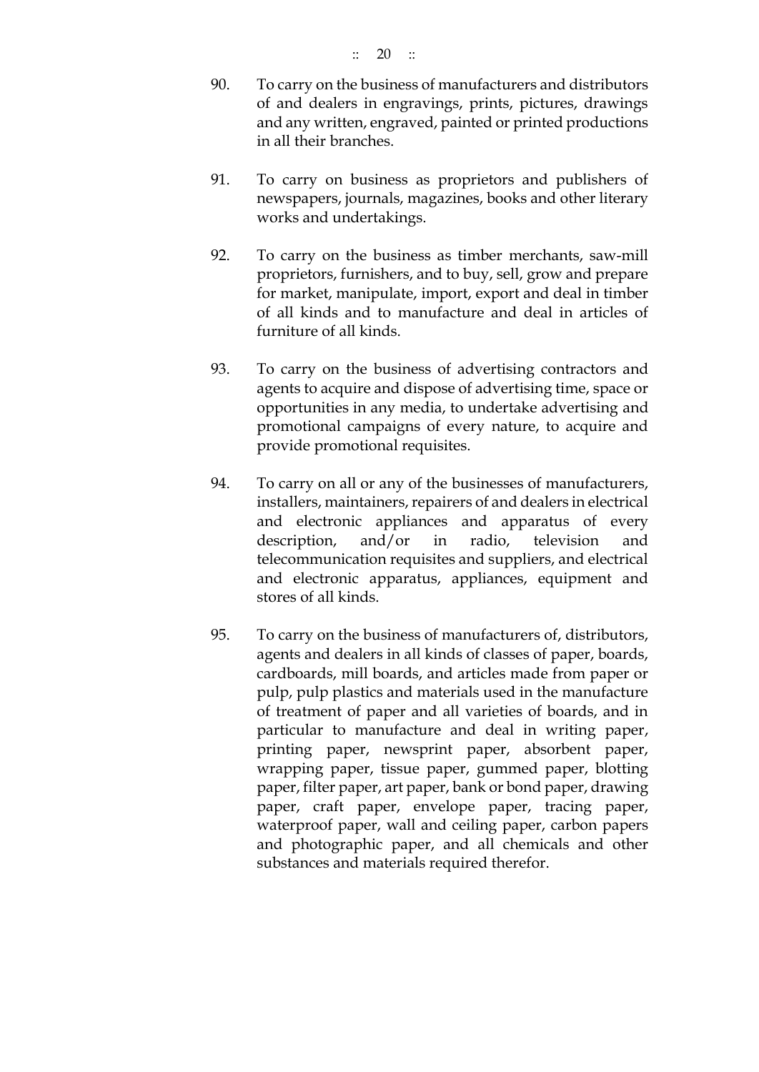90. To carry on the business of manufacturers and distributors of and dealers in engravings, prints, pictures, drawings and any written, engraved, painted or printed productions in all their branches.

91. To carry on business as proprietors and publishers of newspapers, journals, magazines, books and other literary works and undertakings.

92. To carry on the business as timber merchants, saw-mill proprietors, furnishers, and to buy, sell, grow and prepare for market, manipulate, import, export and deal in timber of all kinds and to manufacture and deal in articles of furniture of all kinds.

93. To carry on the business of advertising contractors and agents to acquire and dispose of advertising time, space or opportunities in any media, to undertake advertising and promotional campaigns of every nature, to acquire and provide promotional requisites.

94. To carry on all or any of the businesses of manufacturers, installers, maintainers, repairers of and dealers in electrical and electronic appliances and apparatus of every description, and/or in radio, television and telecommunication requisites and suppliers, and electrical and electronic apparatus, appliances, equipment and stores of all kinds.

95. To carry on the business of manufacturers of, distributors, agents and dealers in all kinds of classes of paper, boards, cardboards, mill boards, and articles made from paper or pulp, pulp plastics and materials used in the manufacture of treatment of paper and all varieties of boards, and in particular to manufacture and deal in writing paper, printing paper, newsprint paper, absorbent paper, wrapping paper, tissue paper, gummed paper, blotting paper, filter paper, art paper, bank or bond paper, drawing paper, craft paper, envelope paper, tracing paper, waterproof paper, wall and ceiling paper, carbon papers and photographic paper, and all chemicals and other substances and materials required therefor.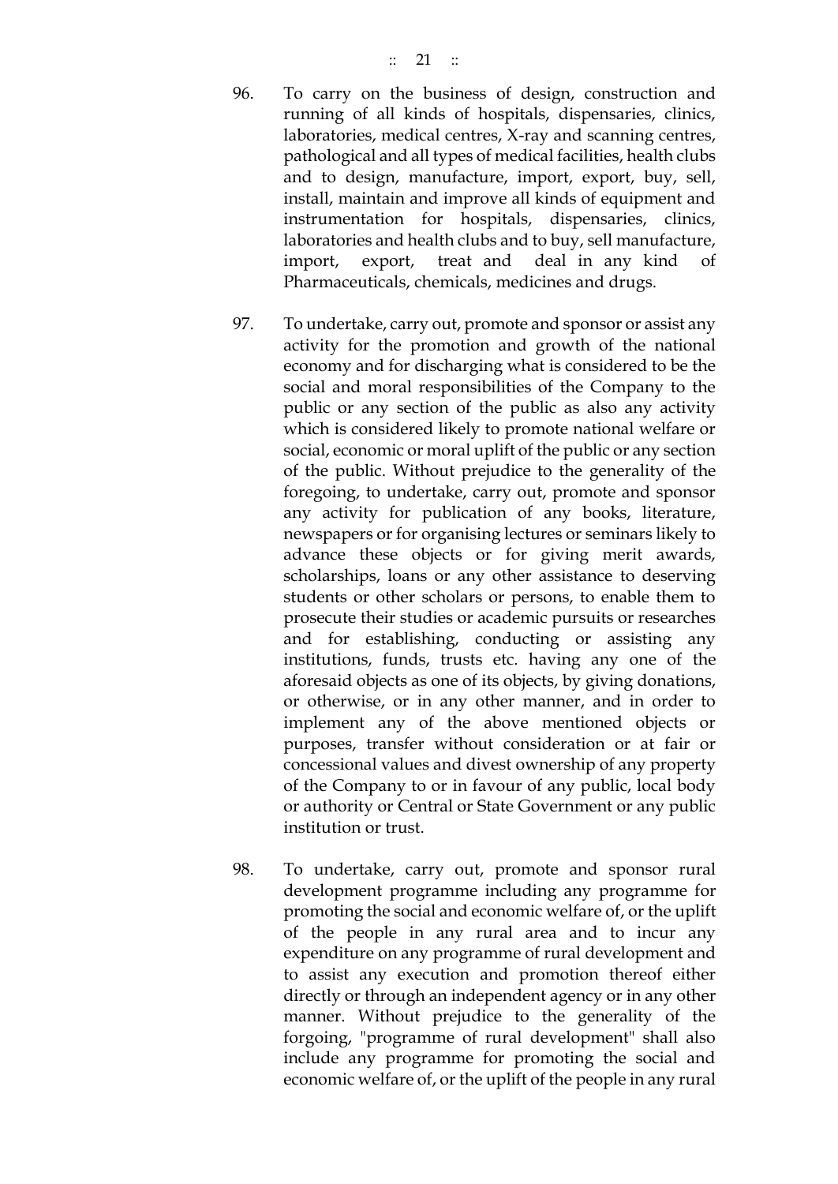96. To carry on the business of design, construction and running of all kinds of hospitals, dispensaries, clinics, laboratories, medical centres, X-ray and scanning centres, pathological and all types of medical facilities, health clubs and to design, manufacture, import, export, buy, sell, install, maintain and improve all kinds of equipment and instrumentation for hospitals, dispensaries, clinics, laboratories and health clubs and to buy, sell manufacture, import, export, treat and deal in any kind of Pharmaceuticals, chemicals, medicines and drugs.

97. To undertake, carry out, promote and sponsor or assist any activity for the promotion and growth of the national economy and for discharging what is considered to be the social and moral responsibilities of the Company to the public or any section of the public as also any activity which is considered likely to promote national welfare or social, economic or moral uplift of the public or any section of the public. Without prejudice to the generality of the foregoing, to undertake, carry out, promote and sponsor any activity for publication of any books, literature, newspapers or for organising lectures or seminars likely to advance these objects or for giving merit awards, scholarships, loans or any other assistance to deserving students or other scholars or persons, to enable them to prosecute their studies or academic pursuits or researches and for establishing, conducting or assisting any institutions, funds, trusts etc. having any one of the aforesaid objects as one of its objects, by giving donations, or otherwise, or in any other manner, and in order to implement any of the above mentioned objects or purposes, transfer without consideration or at fair or concessional values and divest ownership of any property of the Company to or in favour of any public, local body or authority or Central or State Government or any public institution or trust.

98. To undertake, carry out, promote and sponsor rural development programme including any programme for promoting the social and economic welfare of, or the uplift of the people in any rural area and to incur any expenditure on any programme of rural development and to assist any execution and promotion thereof either directly or through an independent agency or in any other manner. Without prejudice to the generality of the forgoing, "programme of rural development" shall also include any programme for promoting the social and economic welfare of, or the uplift of the people in any rural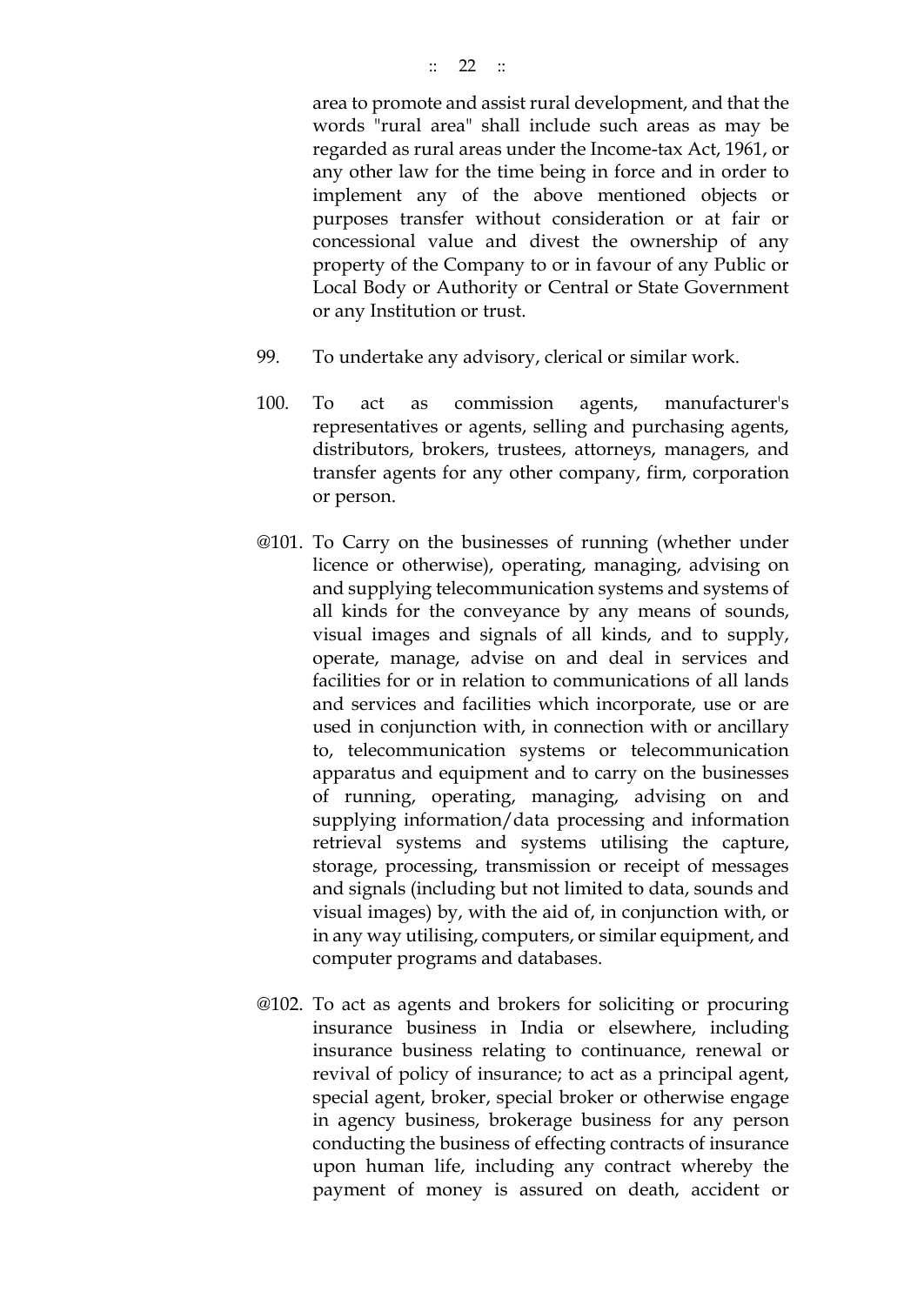area to promote and assist rural development, and that the words "rural area" shall include such areas as may be regarded as rural areas under the Income-tax Act, 1961, or any other law for the time being in force and in order to implement any of the above mentioned objects or purposes transfer without consideration or at fair or concessional value and divest the ownership of any property of the Company to or in favour of any Public or Local Body or Authority or Central or State Government or any Institution or trust.

99. To undertake any advisory, clerical or similar work.

100. To act as commission agents, manufacturer's representatives or agents, selling and purchasing agents, distributors, brokers, trustees, attorneys, managers, and transfer agents for any other company, firm, corporation or person.

@101. To Carry on the businesses of running (whether under licence or otherwise), operating, managing, advising on and supplying telecommunication systems and systems of all kinds for the conveyance by any means of sounds, visual images and signals of all kinds, and to supply, operate, manage, advise on and deal in services and facilities for or in relation to communications of all lands and services and facilities which incorporate, use or are used in conjunction with, in connection with or ancillary to, telecommunication systems or telecommunication apparatus and equipment and to carry on the businesses of running, operating, managing, advising on and supplying information/data processing and information retrieval systems and systems utilising the capture, storage, processing, transmission or receipt of messages and signals (including but not limited to data, sounds and visual images) by, with the aid of, in conjunction with, or in any way utilising, computers, or similar equipment, and computer programs and databases.

@102. To act as agents and brokers for soliciting or procuring insurance business in India or elsewhere, including insurance business relating to continuance, renewal or revival of policy of insurance; to act as a principal agent, special agent, broker, special broker or otherwise engage in agency business, brokerage business for any person conducting the business of effecting contracts of insurance upon human life, including any contract whereby the payment of money is assured on death, accident or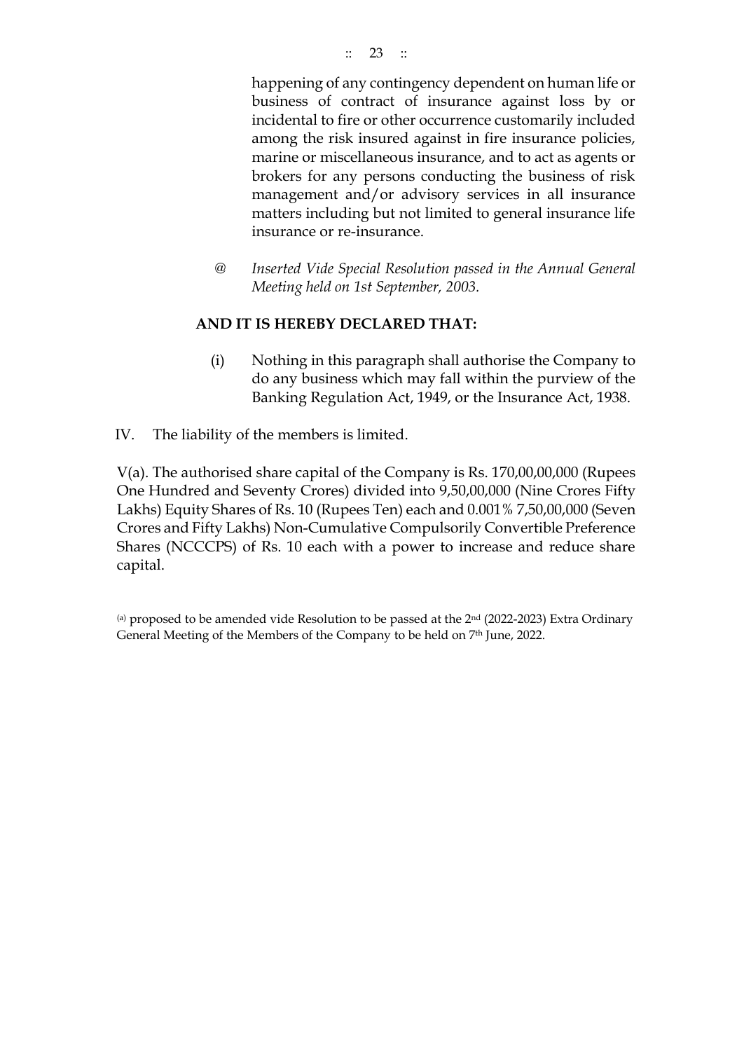happening of any contingency dependent on human life or business of contract of insurance against loss by or incidental to fire or other occurrence customarily included among the risk insured against in fire insurance policies, marine or miscellaneous insurance, and to act as agents or brokers for any persons conducting the business of risk management and/or advisory services in all insurance matters including but not limited to general insurance life insurance or re-insurance.

@ *Inserted Vide Special Resolution passed in the Annual General Meeting held on 1st September, 2003.*

**AND IT IS HEREBY DECLARED THAT:**

(i) Nothing in this paragraph shall authorise the Company to do any business which may fall within the purview of the Banking Regulation Act, 1949, or the Insurance Act, 1938.

IV. The liability of the members is limited.

V(a). The authorised share capital of the Company is Rs. 170,00,00,000 (Rupees One Hundred and Seventy Crores) divided into 9,50,00,000 (Nine Crores Fifty Lakhs) Equity Shares of Rs. 10 (Rupees Ten) each and 0.001% 7,50,00,000 (Seven Crores and Fifty Lakhs) Non-Cumulative Compulsorily Convertible Preference Shares (NCCCPS) of Rs. 10 each with a power to increase and reduce share capital.

[a] proposed to be amended vide Resolution to be passed at the 2nd (2022-2023) Extra Ordinary General Meeting of the Members of the Company to be held on 7th June, 2022.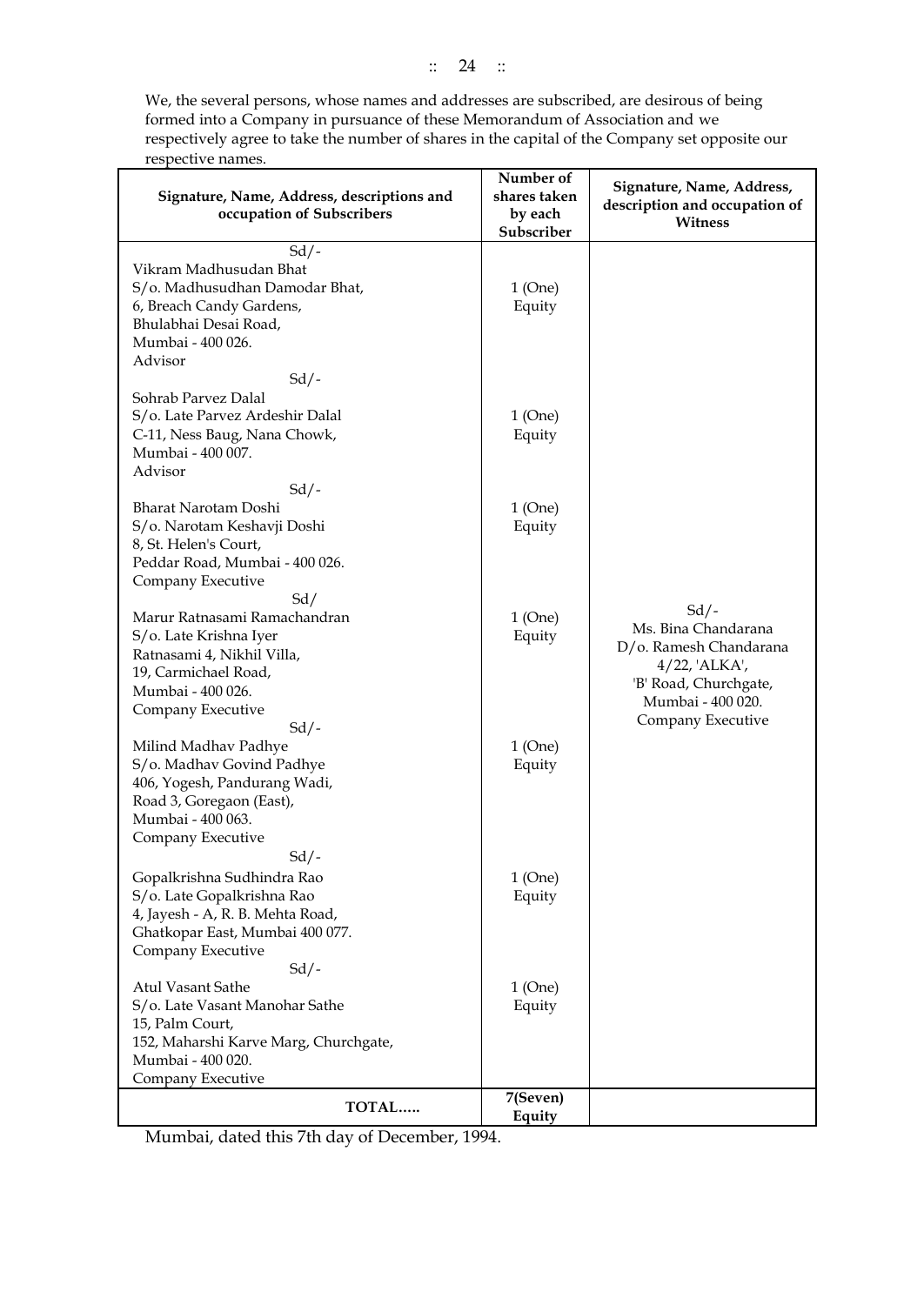We, the several persons, whose names and addresses are subscribed, are desirous of being formed into a Company in pursuance of these Memorandum of Association and we respectively agree to take the number of shares in the capital of the Company set opposite our respective names.

| Signature, Name, Address, descriptions and occupation of Subscribers | Number of shares taken by each Subscriber | Signature, Name, Address, description and occupation of Witness |
|---|---|---|
| Sd/-<br>Vikram Madhusudan Bhat<br>S/o. Madhusudhan Damodar Bhat,<br>6, Breach Candy Gardens,<br>Bhulabhai Desai Road,<br>Mumbai - 400 026.<br>Advisor | 1 (One)<br>Equity | Sd/-<br>Ms. Bina Chandarana<br>D/o. Ramesh Chandarana<br>4/22, 'ALKA',<br>'B' Road, Churchgate,<br>Mumbai - 400 020.<br>Company Executive |
| Sd/-<br>Sohrab Parvez Dalal<br>S/o. Late Parvez Ardeshir Dalal<br>C-11, Ness Baug, Nana Chowk,<br>Mumbai - 400 007.<br>Advisor | 1 (One)<br>Equity | |
| Sd/-<br>Bharat Narotam Doshi<br>S/o. Narotam Keshavji Doshi<br>8, St. Helen's Court,<br>Peddar Road, Mumbai - 400 026.<br>Company Executive | 1 (One)<br>Equity | |
| Sd/<br>Marur Ratnasami Ramachandran<br>S/o. Late Krishna Iyer<br>Ratnasami 4, Nikhil Villa,<br>19, Carmichael Road,<br>Mumbai - 400 026.<br>Company Executive | 1 (One)<br>Equity | |
| Sd/-<br>Milind Madhav Padhye<br>S/o. Madhav Govind Padhye<br>406, Yogesh, Pandurang Wadi,<br>Road 3, Goregaon (East),<br>Mumbai - 400 063.<br>Company Executive | 1 (One)<br>Equity | |
| Sd/-<br>Gopalkrishna Sudhindra Rao<br>S/o. Late Gopalkrishna Rao<br>4, Jayesh - A, R. B. Mehta Road,<br>Ghatkopar East, Mumbai 400 077.<br>Company Executive | 1 (One)<br>Equity | |
| Sd/-<br>Atul Vasant Sathe<br>S/o. Late Vasant Manohar Sathe<br>15, Palm Court,<br>152, Maharshi Karve Marg, Churchgate,<br>Mumbai - 400 020.<br>Company Executive | 1 (One)<br>Equity | |
| **TOTAL.....** | **7(Seven) Equity** | |

Mumbai, dated this 7th day of December, 1994.